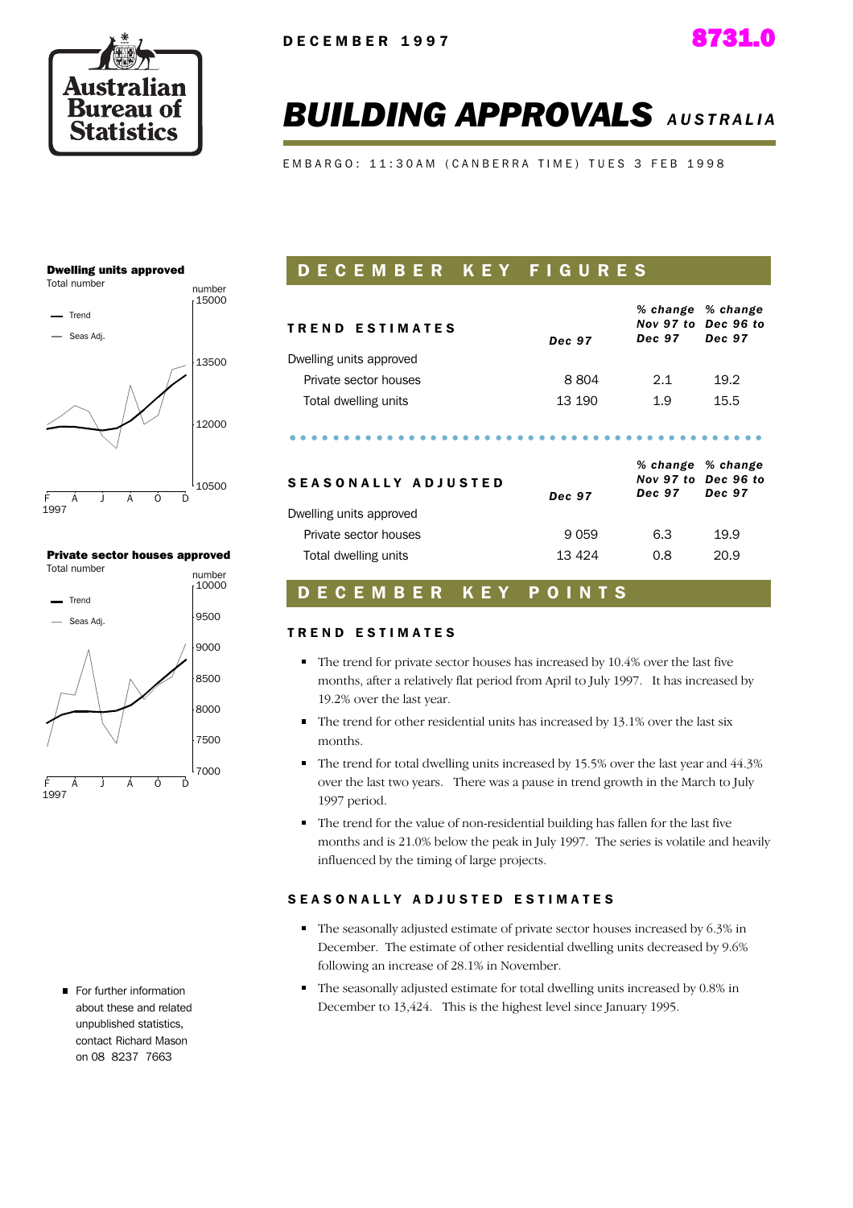DECEMBER 1997

8731.0

# BUILDING APPROVALS AUSTRALIA

EMBARGO: 11:30AM (CANBERRA TIME) TUES 3 FEB 1998

**Dwelling units approved**
Total number

**Private sector houses approved**
Total number

## DECEMBER KEY FIGURES

| TREND ESTIMATES | Dec 97 | % change Nov 97 to Dec 97 | % change Dec 96 to Dec 97 |
|---|---|---|---|
| Dwelling units approved | | | |
| Private sector houses | 8 804 | 2.1 | 19.2 |
| Total dwelling units | 13 190 | 1.9 | 15.5 |

| SEASONALLY ADJUSTED | Dec 97 | % change Nov 97 to Dec 97 | % change Dec 96 to Dec 97 |
|---|---|---|---|
| Dwelling units approved | | | |
| Private sector houses | 9 059 | 6.3 | 19.9 |
| Total dwelling units | 13 424 | 0.8 | 20.9 |

## DECEMBER KEY POINTS

### TREND ESTIMATES

- The trend for private sector houses has increased by 10.4% over the last five months, after a relatively flat period from April to July 1997. It has increased by 19.2% over the last year.
- The trend for other residential units has increased by 13.1% over the last six months.
- The trend for total dwelling units increased by 15.5% over the last year and 44.3% over the last two years. There was a pause in trend growth in the March to July 1997 period.
- The trend for the value of non-residential building has fallen for the last five months and is 21.0% below the peak in July 1997. The series is volatile and heavily influenced by the timing of large projects.

### SEASONALLY ADJUSTED ESTIMATES

- The seasonally adjusted estimate of private sector houses increased by 6.3% in December. The estimate of other residential dwelling units decreased by 9.6% following an increase of 28.1% in November.
- The seasonally adjusted estimate for total dwelling units increased by 0.8% in December to 13,424. This is the highest level since January 1995.

- For further information about these and related unpublished statistics, contact Richard Mason on 08 8237 7663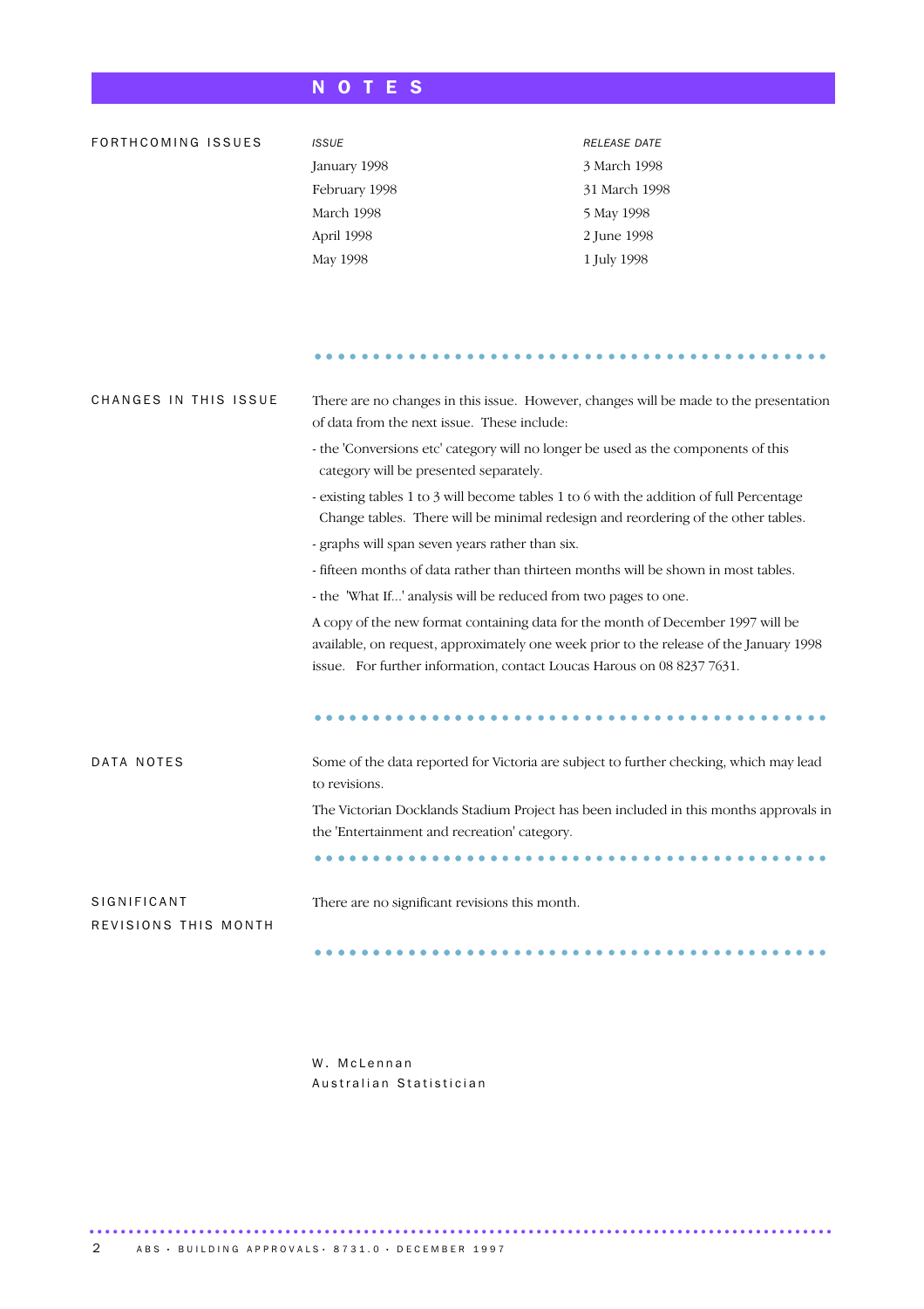# NOTES

## FORTHCOMING ISSUES

| *ISSUE* | *RELEASE DATE* |
|---|---|
| January 1998 | 3 March 1998 |
| February 1998 | 31 March 1998 |
| March 1998 | 5 May 1998 |
| April 1998 | 2 June 1998 |
| May 1998 | 1 July 1998 |

## CHANGES IN THIS ISSUE

There are no changes in this issue. However, changes will be made to the presentation of data from the next issue. These include:

- the 'Conversions etc' category will no longer be used as the components of this category will be presented separately.
- existing tables 1 to 3 will become tables 1 to 6 with the addition of full Percentage Change tables. There will be minimal redesign and reordering of the other tables.
- graphs will span seven years rather than six.
- fifteen months of data rather than thirteen months will be shown in most tables.
- the 'What If...' analysis will be reduced from two pages to one.

A copy of the new format containing data for the month of December 1997 will be available, on request, approximately one week prior to the release of the January 1998 issue. For further information, contact Loucas Harous on 08 8237 7631.

## DATA NOTES

Some of the data reported for Victoria are subject to further checking, which may lead to revisions.

The Victorian Docklands Stadium Project has been included in this months approvals in the 'Entertainment and recreation' category.

## SIGNIFICANT REVISIONS THIS MONTH

There are no significant revisions this month.

W. McLennan
Australian Statistician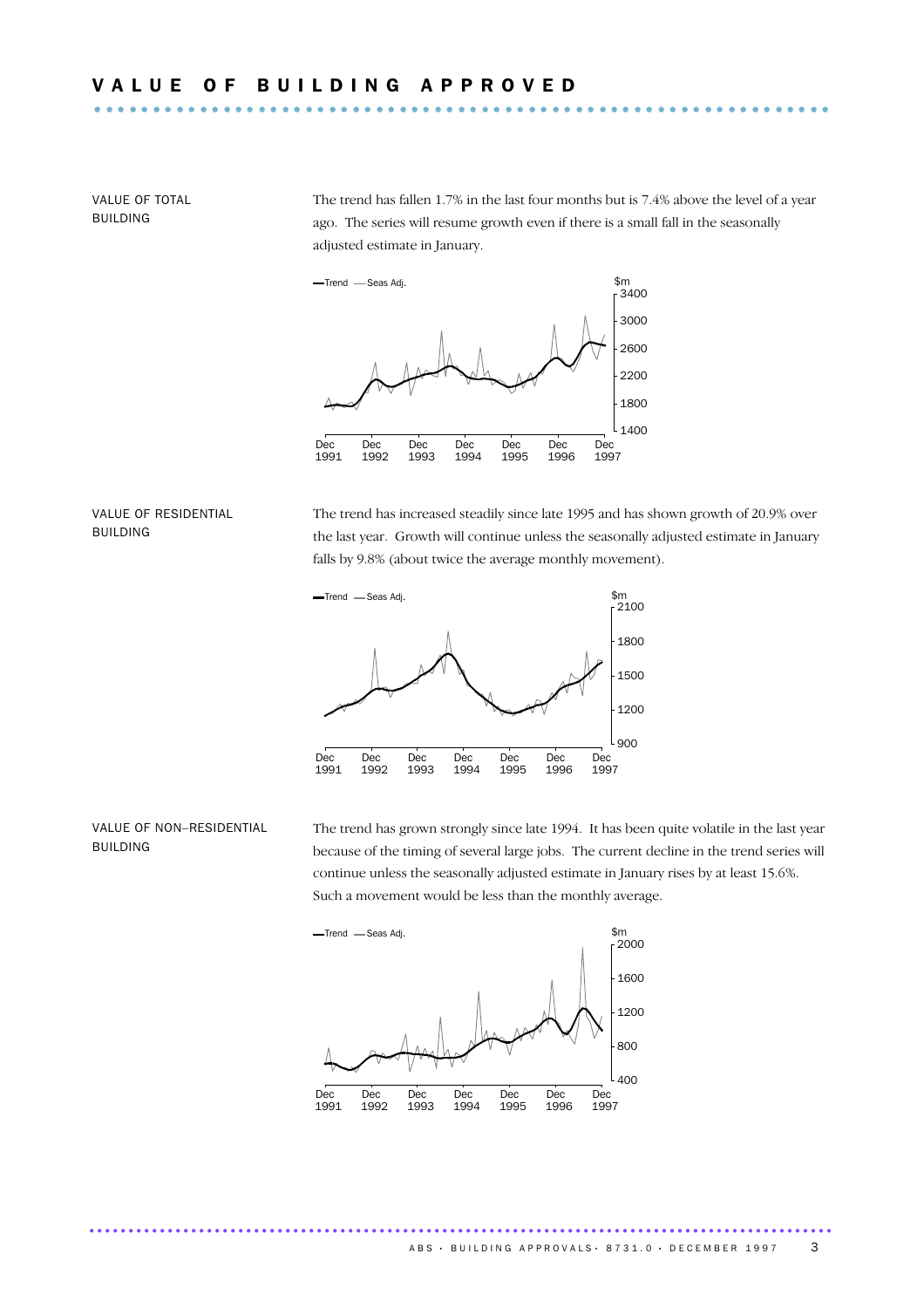# VALUE OF BUILDING APPROVED

## VALUE OF TOTAL BUILDING

The trend has fallen 1.7% in the last four months but is 7.4% above the level of a year ago. The series will resume growth even if there is a small fall in the seasonally adjusted estimate in January.

## VALUE OF RESIDENTIAL BUILDING

The trend has increased steadily since late 1995 and has shown growth of 20.9% over the last year. Growth will continue unless the seasonally adjusted estimate in January falls by 9.8% (about twice the average monthly movement).

## VALUE OF NON–RESIDENTIAL BUILDING

The trend has grown strongly since late 1994. It has been quite volatile in the last year because of the timing of several large jobs. The current decline in the trend series will continue unless the seasonally adjusted estimate in January rises by at least 15.6%. Such a movement would be less than the monthly average.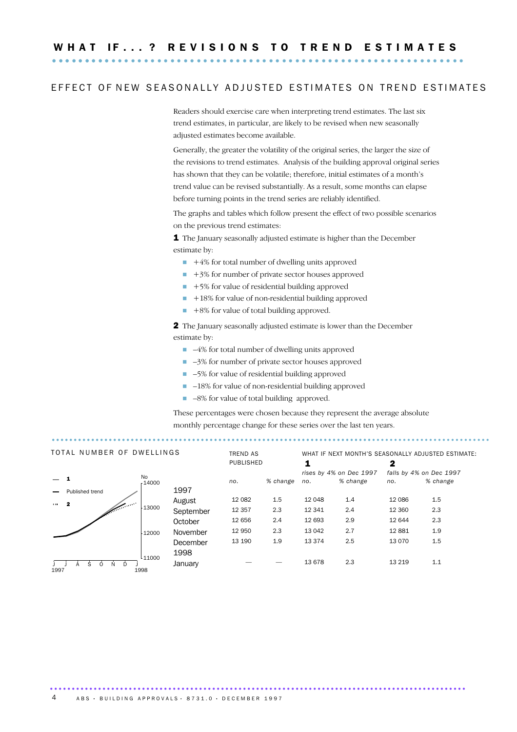# WHAT IF...? REVISIONS TO TREND ESTIMATES

## EFFECT OF NEW SEASONALLY ADJUSTED ESTIMATES ON TREND ESTIMATES

Readers should exercise care when interpreting trend estimates. The last six trend estimates, in particular, are likely to be revised when new seasonally adjusted estimates become available.

Generally, the greater the volatility of the original series, the larger the size of the revisions to trend estimates. Analysis of the building approval original series has shown that they can be volatile; therefore, initial estimates of a month's trend value can be revised substantially. As a result, some months can elapse before turning points in the trend series are reliably identified.

The graphs and tables which follow present the effect of two possible scenarios on the previous trend estimates:

**1** The January seasonally adjusted estimate is higher than the December estimate by:

- +4% for total number of dwelling units approved
- +3% for number of private sector houses approved
- +5% for value of residential building approved
- +18% for value of non-residential building approved
- +8% for value of total building approved.

**2** The January seasonally adjusted estimate is lower than the December estimate by:

- –4% for total number of dwelling units approved
- –3% for number of private sector houses approved
- –5% for value of residential building approved
- –18% for value of non-residential building approved
- –8% for value of total building approved.

These percentages were chosen because they represent the average absolute monthly percentage change for these series over the last ten years.

### TOTAL NUMBER OF DWELLINGS

| | TREND AS PUBLISHED | | WHAT IF NEXT MONTH'S SEASONALLY ADJUSTED ESTIMATE: | | | |
|---|---|---|---|---|---|---|
| | | | **1** *rises by 4% on Dec 1997* | | **2** *falls by 4% on Dec 1997* | |
| | *no.* | *% change* | *no.* | *% change* | *no.* | *% change* |
| **1997** | | | | | | |
| August | 12 082 | 1.5 | 12 048 | 1.4 | 12 086 | 1.5 |
| September | 12 357 | 2.3 | 12 341 | 2.4 | 12 360 | 2.3 |
| October | 12 656 | 2.4 | 12 693 | 2.9 | 12 644 | 2.3 |
| November | 12 950 | 2.3 | 13 042 | 2.7 | 12 881 | 1.9 |
| December | 13 190 | 1.9 | 13 374 | 2.5 | 13 070 | 1.5 |
| **1998** | | | | | | |
| January | — | — | 13 678 | 2.3 | 13 219 | 1.1 |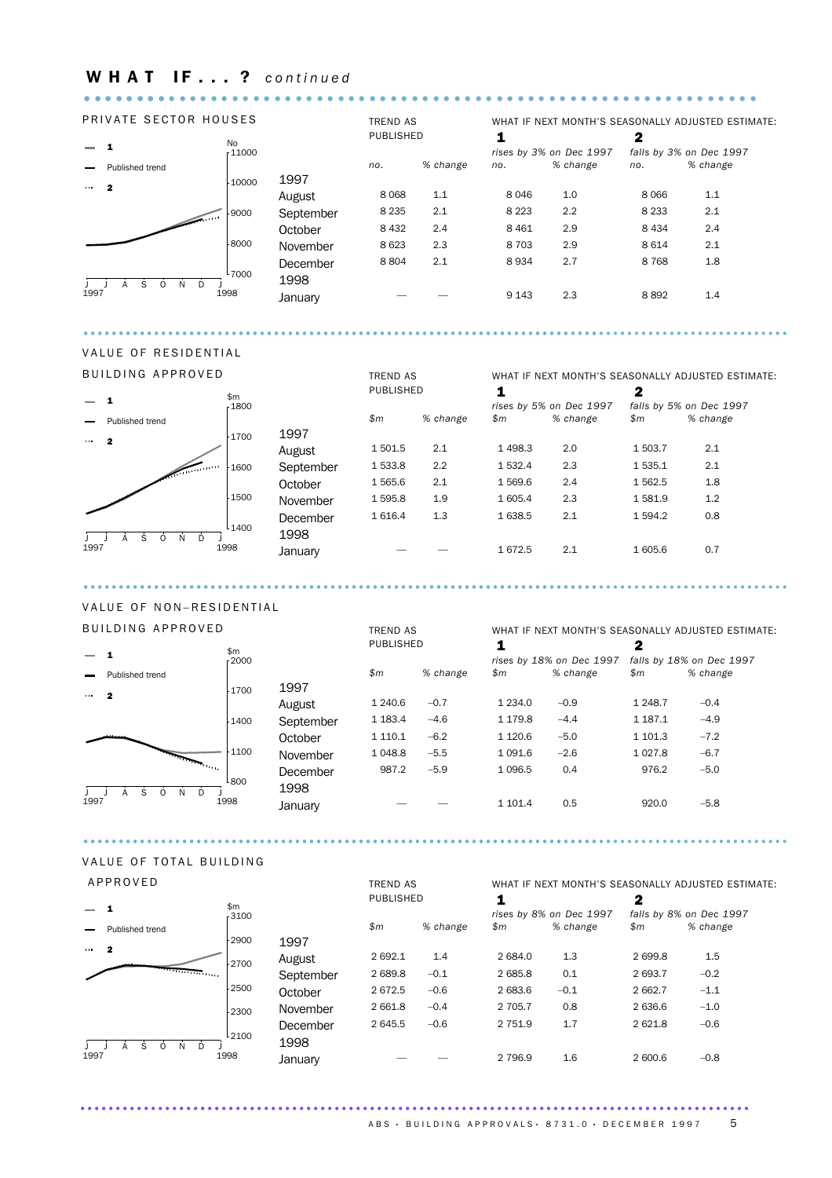# WHAT IF...? *continued*

## PRIVATE SECTOR HOUSES

| | TREND AS PUBLISHED | | WHAT IF NEXT MONTH'S SEASONALLY ADJUSTED ESTIMATE: 1 rises by 3% on Dec 1997 | | 2 falls by 3% on Dec 1997 | |
|---|---|---|---|---|---|---|
| | *no.* | *% change* | *no.* | *% change* | *no.* | *% change* |
| **1997** | | | | | | |
| August | 8 068 | 1.1 | 8 046 | 1.0 | 8 066 | 1.1 |
| September | 8 235 | 2.1 | 8 223 | 2.2 | 8 233 | 2.1 |
| October | 8 432 | 2.4 | 8 461 | 2.9 | 8 434 | 2.4 |
| November | 8 623 | 2.3 | 8 703 | 2.9 | 8 614 | 2.1 |
| December | 8 804 | 2.1 | 8 934 | 2.7 | 8 768 | 1.8 |
| **1998** | | | | | | |
| January | — | — | 9 143 | 2.3 | 8 892 | 1.4 |

## VALUE OF RESIDENTIAL BUILDING APPROVED

| | TREND AS PUBLISHED | | WHAT IF NEXT MONTH'S SEASONALLY ADJUSTED ESTIMATE: 1 rises by 5% on Dec 1997 | | 2 falls by 5% on Dec 1997 | |
|---|---|---|---|---|---|---|
| | *$m* | *% change* | *$m* | *% change* | *$m* | *% change* |
| **1997** | | | | | | |
| August | 1 501.5 | 2.1 | 1 498.3 | 2.0 | 1 503.7 | 2.1 |
| September | 1 533.8 | 2.2 | 1 532.4 | 2.3 | 1 535.1 | 2.1 |
| October | 1 565.6 | 2.1 | 1 569.6 | 2.4 | 1 562.5 | 1.8 |
| November | 1 595.8 | 1.9 | 1 605.4 | 2.3 | 1 581.9 | 1.2 |
| December | 1 616.4 | 1.3 | 1 638.5 | 2.1 | 1 594.2 | 0.8 |
| **1998** | | | | | | |
| January | — | — | 1 672.5 | 2.1 | 1 605.6 | 0.7 |

## VALUE OF NON–RESIDENTIAL BUILDING APPROVED

| | TREND AS PUBLISHED | | WHAT IF NEXT MONTH'S SEASONALLY ADJUSTED ESTIMATE: 1 rises by 18% on Dec 1997 | | 2 falls by 18% on Dec 1997 | |
|---|---|---|---|---|---|---|
| | *$m* | *% change* | *$m* | *% change* | *$m* | *% change* |
| **1997** | | | | | | |
| August | 1 240.6 | –0.7 | 1 234.0 | –0.9 | 1 248.7 | –0.4 |
| September | 1 183.4 | –4.6 | 1 179.8 | –4.4 | 1 187.1 | –4.9 |
| October | 1 110.1 | –6.2 | 1 120.6 | –5.0 | 1 101.3 | –7.2 |
| November | 1 048.8 | –5.5 | 1 091.6 | –2.6 | 1 027.8 | –6.7 |
| December | 987.2 | –5.9 | 1 096.5 | 0.4 | 976.2 | –5.0 |
| **1998** | | | | | | |
| January | — | — | 1 101.4 | 0.5 | 920.0 | –5.8 |

## VALUE OF TOTAL BUILDING APPROVED

| | TREND AS PUBLISHED | | WHAT IF NEXT MONTH'S SEASONALLY ADJUSTED ESTIMATE: 1 rises by 8% on Dec 1997 | | 2 falls by 8% on Dec 1997 | |
|---|---|---|---|---|---|---|
| | *$m* | *% change* | *$m* | *% change* | *$m* | *% change* |
| **1997** | | | | | | |
| August | 2 692.1 | 1.4 | 2 684.0 | 1.3 | 2 699.8 | 1.5 |
| September | 2 689.8 | –0.1 | 2 685.8 | 0.1 | 2 693.7 | –0.2 |
| October | 2 672.5 | –0.6 | 2 683.6 | –0.1 | 2 662.7 | –1.1 |
| November | 2 661.8 | –0.4 | 2 705.7 | 0.8 | 2 636.6 | –1.0 |
| December | 2 645.5 | –0.6 | 2 751.9 | 1.7 | 2 621.8 | –0.6 |
| **1998** | | | | | | |
| January | — | — | 2 796.9 | 1.6 | 2 600.6 | –0.8 |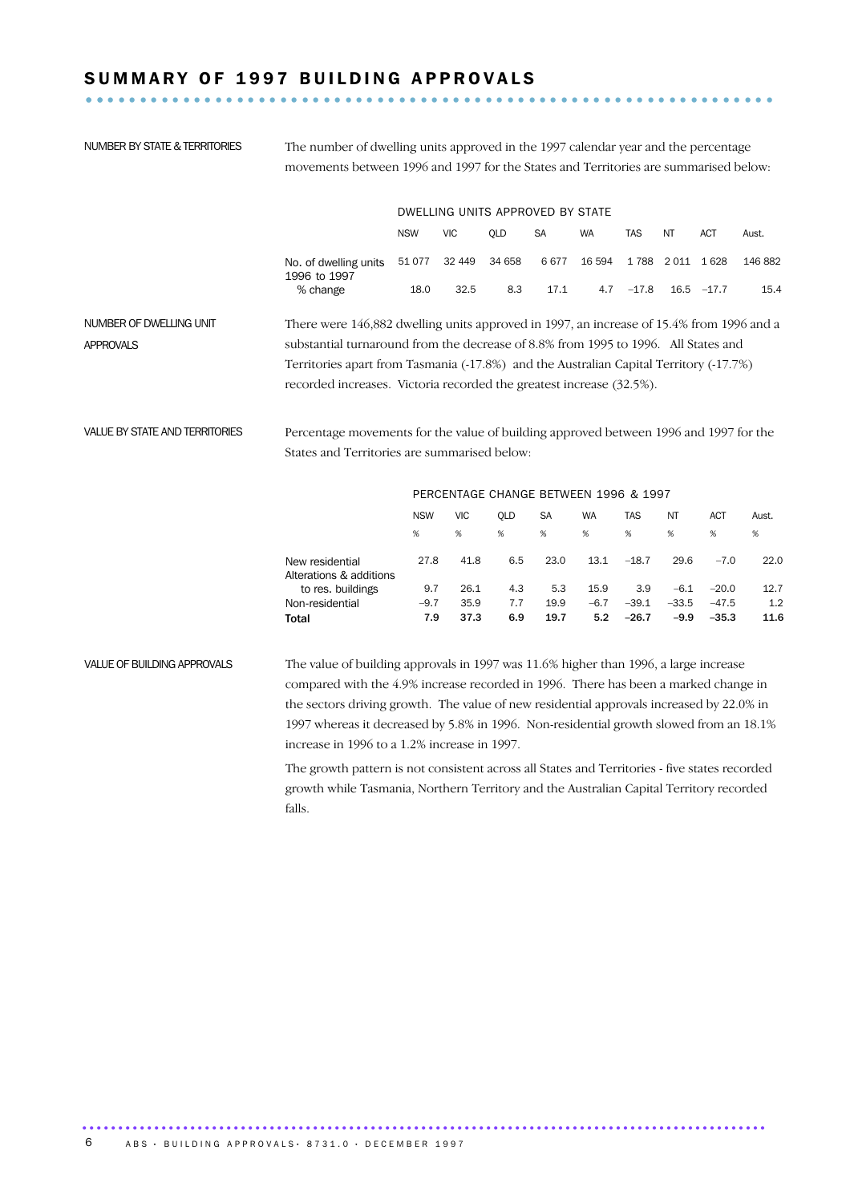# SUMMARY OF 1997 BUILDING APPROVALS

NUMBER BY STATE & TERRITORIES

The number of dwelling units approved in the 1997 calendar year and the percentage movements between 1996 and 1997 for the States and Territories are summarised below:

DWELLING UNITS APPROVED BY STATE

| | NSW | VIC | QLD | SA | WA | TAS | NT | ACT | Aust. |
|---|---|---|---|---|---|---|---|---|---|
| No. of dwelling units | 51 077 | 32 449 | 34 658 | 6 677 | 16 594 | 1 788 | 2 011 | 1 628 | 146 882 |
| 1996 to 1997 | | | | | | | | | |
| % change | 18.0 | 32.5 | 8.3 | 17.1 | 4.7 | −17.8 | 16.5 | −17.7 | 15.4 |

NUMBER OF DWELLING UNIT APPROVALS

There were 146,882 dwelling units approved in 1997, an increase of 15.4% from 1996 and a substantial turnaround from the decrease of 8.8% from 1995 to 1996. All States and Territories apart from Tasmania (-17.8%) and the Australian Capital Territory (-17.7%) recorded increases. Victoria recorded the greatest increase (32.5%).

VALUE BY STATE AND TERRITORIES

Percentage movements for the value of building approved between 1996 and 1997 for the States and Territories are summarised below:

PERCENTAGE CHANGE BETWEEN 1996 & 1997

| | NSW | VIC | QLD | SA | WA | TAS | NT | ACT | Aust. |
|---|---|---|---|---|---|---|---|---|---|
| | % | % | % | % | % | % | % | % | % |
| New residential | 27.8 | 41.8 | 6.5 | 23.0 | 13.1 | −18.7 | 29.6 | −7.0 | 22.0 |
| Alterations & additions to res. buildings | 9.7 | 26.1 | 4.3 | 5.3 | 15.9 | 3.9 | −6.1 | −20.0 | 12.7 |
| Non-residential | −9.7 | 35.9 | 7.7 | 19.9 | −6.7 | −39.1 | −33.5 | −47.5 | 1.2 |
| **Total** | **7.9** | **37.3** | **6.9** | **19.7** | **5.2** | **−26.7** | **−9.9** | **−35.3** | **11.6** |

VALUE OF BUILDING APPROVALS

The value of building approvals in 1997 was 11.6% higher than 1996, a large increase compared with the 4.9% increase recorded in 1996. There has been a marked change in the sectors driving growth. The value of new residential approvals increased by 22.0% in 1997 whereas it decreased by 5.8% in 1996. Non-residential growth slowed from an 18.1% increase in 1996 to a 1.2% increase in 1997.

The growth pattern is not consistent across all States and Territories - five states recorded growth while Tasmania, Northern Territory and the Australian Capital Territory recorded falls.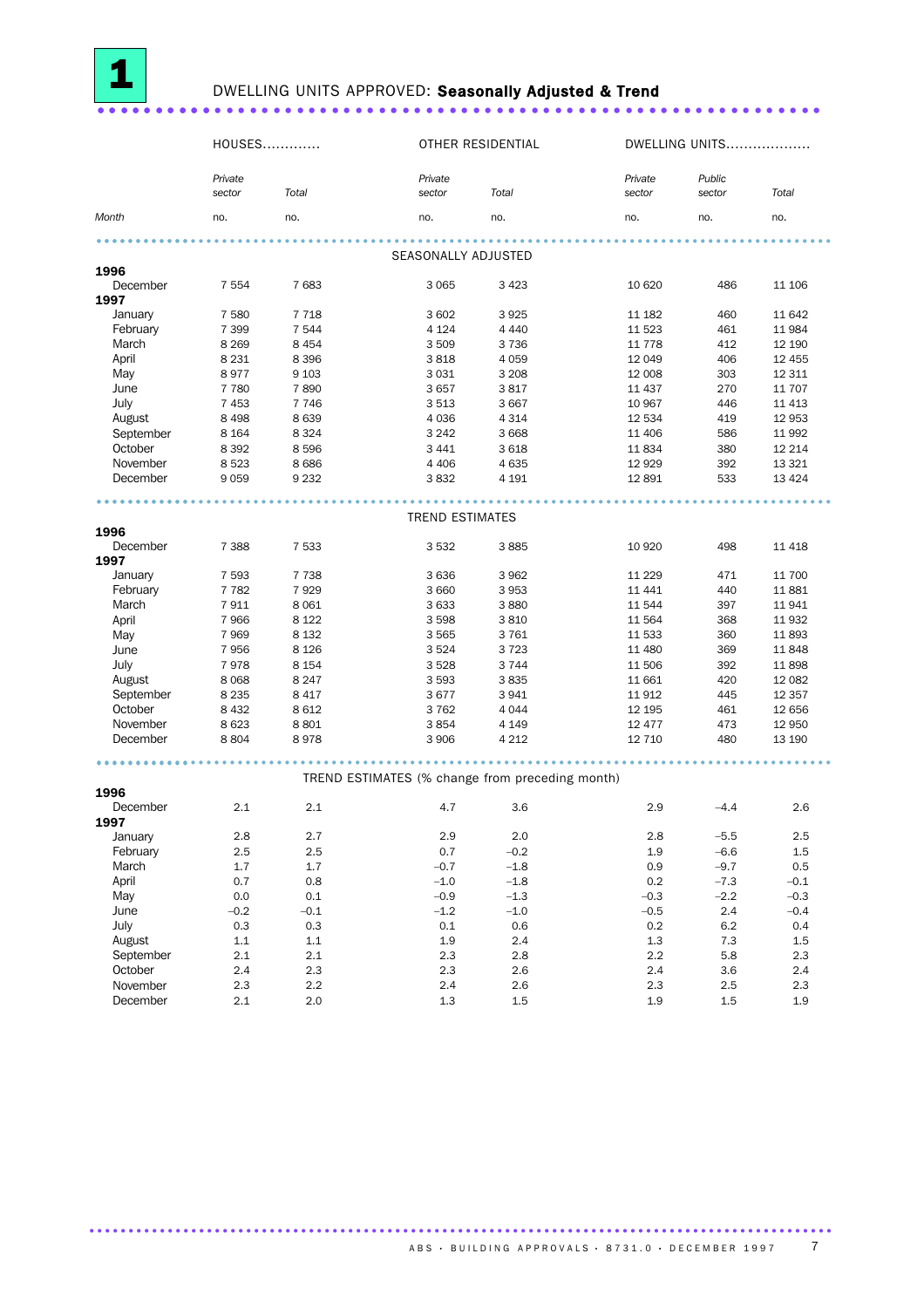## 1 DWELLING UNITS APPROVED: **Seasonally Adjusted & Trend**

| | HOUSES | | OTHER RESIDENTIAL | | DWELLING UNITS | | |
|---|---|---|---|---|---|---|---|
| | *Private sector* | *Total* | *Private sector* | *Total* | *Private sector* | *Public sector* | *Total* |
| *Month* | no. | no. | no. | no. | no. | no. | no. |
| | | | | **SEASONALLY ADJUSTED** | | | |
| **1996** | | | | | | | |
| December | 7 554 | 7 683 | 3 065 | 3 423 | 10 620 | 486 | 11 106 |
| **1997** | | | | | | | |
| January | 7 580 | 7 718 | 3 602 | 3 925 | 11 182 | 460 | 11 642 |
| February | 7 399 | 7 544 | 4 124 | 4 440 | 11 523 | 461 | 11 984 |
| March | 8 269 | 8 454 | 3 509 | 3 736 | 11 778 | 412 | 12 190 |
| April | 8 231 | 8 396 | 3 818 | 4 059 | 12 049 | 406 | 12 455 |
| May | 8 977 | 9 103 | 3 031 | 3 208 | 12 008 | 303 | 12 311 |
| June | 7 780 | 7 890 | 3 657 | 3 817 | 11 437 | 270 | 11 707 |
| July | 7 453 | 7 746 | 3 513 | 3 667 | 10 967 | 446 | 11 413 |
| August | 8 498 | 8 639 | 4 036 | 4 314 | 12 534 | 419 | 12 953 |
| September | 8 164 | 8 324 | 3 242 | 3 668 | 11 406 | 586 | 11 992 |
| October | 8 392 | 8 596 | 3 441 | 3 618 | 11 834 | 380 | 12 214 |
| November | 8 523 | 8 686 | 4 406 | 4 635 | 12 929 | 392 | 13 321 |
| December | 9 059 | 9 232 | 3 832 | 4 191 | 12 891 | 533 | 13 424 |
| | | | | **TREND ESTIMATES** | | | |
| **1996** | | | | | | | |
| December | 7 388 | 7 533 | 3 532 | 3 885 | 10 920 | 498 | 11 418 |
| **1997** | | | | | | | |
| January | 7 593 | 7 738 | 3 636 | 3 962 | 11 229 | 471 | 11 700 |
| February | 7 782 | 7 929 | 3 660 | 3 953 | 11 441 | 440 | 11 881 |
| March | 7 911 | 8 061 | 3 633 | 3 880 | 11 544 | 397 | 11 941 |
| April | 7 966 | 8 122 | 3 598 | 3 810 | 11 564 | 368 | 11 932 |
| May | 7 969 | 8 132 | 3 565 | 3 761 | 11 533 | 360 | 11 893 |
| June | 7 956 | 8 126 | 3 524 | 3 723 | 11 480 | 369 | 11 848 |
| July | 7 978 | 8 154 | 3 528 | 3 744 | 11 506 | 392 | 11 898 |
| August | 8 068 | 8 247 | 3 593 | 3 835 | 11 661 | 420 | 12 082 |
| September | 8 235 | 8 417 | 3 677 | 3 941 | 11 912 | 445 | 12 357 |
| October | 8 432 | 8 612 | 3 762 | 4 044 | 12 195 | 461 | 12 656 |
| November | 8 623 | 8 801 | 3 854 | 4 149 | 12 477 | 473 | 12 950 |
| December | 8 804 | 8 978 | 3 906 | 4 212 | 12 710 | 480 | 13 190 |
| | | | | **TREND ESTIMATES (% change from preceding month)** | | | |
| **1996** | | | | | | | |
| December | 2.1 | 2.1 | 4.7 | 3.6 | 2.9 | –4.4 | 2.6 |
| **1997** | | | | | | | |
| January | 2.8 | 2.7 | 2.9 | 2.0 | 2.8 | –5.5 | 2.5 |
| February | 2.5 | 2.5 | 0.7 | –0.2 | 1.9 | –6.6 | 1.5 |
| March | 1.7 | 1.7 | –0.7 | –1.8 | 0.9 | –9.7 | 0.5 |
| April | 0.7 | 0.8 | –1.0 | –1.8 | 0.2 | –7.3 | –0.1 |
| May | 0.0 | 0.1 | –0.9 | –1.3 | –0.3 | –2.2 | –0.3 |
| June | –0.2 | –0.1 | –1.2 | –1.0 | –0.5 | 2.4 | –0.4 |
| July | 0.3 | 0.3 | 0.1 | 0.6 | 0.2 | 6.2 | 0.4 |
| August | 1.1 | 1.1 | 1.9 | 2.4 | 1.3 | 7.3 | 1.5 |
| September | 2.1 | 2.1 | 2.3 | 2.8 | 2.2 | 5.8 | 2.3 |
| October | 2.4 | 2.3 | 2.3 | 2.6 | 2.4 | 3.6 | 2.4 |
| November | 2.3 | 2.2 | 2.4 | 2.6 | 2.3 | 2.5 | 2.3 |
| December | 2.1 | 2.0 | 1.3 | 1.5 | 1.9 | 1.5 | 1.9 |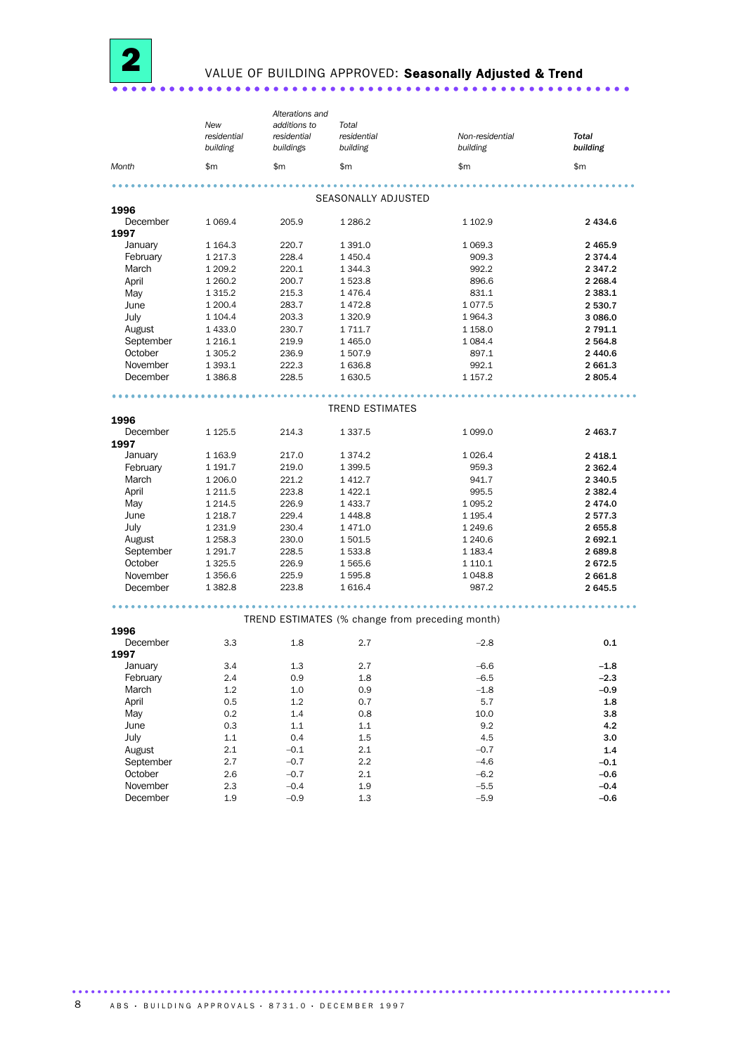# 2 VALUE OF BUILDING APPROVED: **Seasonally Adjusted & Trend**

| Month | *New residential building* $m | *Alterations and additions to residential buildings* $m | *Total residential building* $m | *Non-residential building* $m | ***Total building*** $m |
|---|---|---|---|---|---|
| | | | SEASONALLY ADJUSTED | | |
| **1996** | | | | | |
| December | 1 069.4 | 205.9 | 1 286.2 | 1 102.9 | **2 434.6** |
| **1997** | | | | | |
| January | 1 164.3 | 220.7 | 1 391.0 | 1 069.3 | **2 465.9** |
| February | 1 217.3 | 228.4 | 1 450.4 | 909.3 | **2 374.4** |
| March | 1 209.2 | 220.1 | 1 344.3 | 992.2 | **2 347.2** |
| April | 1 260.2 | 200.7 | 1 523.8 | 896.6 | **2 268.4** |
| May | 1 315.2 | 215.3 | 1 476.4 | 831.1 | **2 383.1** |
| June | 1 200.4 | 283.7 | 1 472.8 | 1 077.5 | **2 530.7** |
| July | 1 104.4 | 203.3 | 1 320.9 | 1 964.3 | **3 086.0** |
| August | 1 433.0 | 230.7 | 1 711.7 | 1 158.0 | **2 791.1** |
| September | 1 216.1 | 219.9 | 1 465.0 | 1 084.4 | **2 564.8** |
| October | 1 305.2 | 236.9 | 1 507.9 | 897.1 | **2 440.6** |
| November | 1 393.1 | 222.3 | 1 636.8 | 992.1 | **2 661.3** |
| December | 1 386.8 | 228.5 | 1 630.5 | 1 157.2 | **2 805.4** |
| | | | TREND ESTIMATES | | |
| **1996** | | | | | |
| December | 1 125.5 | 214.3 | 1 337.5 | 1 099.0 | **2 463.7** |
| **1997** | | | | | |
| January | 1 163.9 | 217.0 | 1 374.2 | 1 026.4 | **2 418.1** |
| February | 1 191.7 | 219.0 | 1 399.5 | 959.3 | **2 362.4** |
| March | 1 206.0 | 221.2 | 1 412.7 | 941.7 | **2 340.5** |
| April | 1 211.5 | 223.8 | 1 422.1 | 995.5 | **2 382.4** |
| May | 1 214.5 | 226.9 | 1 433.7 | 1 095.2 | **2 474.0** |
| June | 1 218.7 | 229.4 | 1 448.8 | 1 195.4 | **2 577.3** |
| July | 1 231.9 | 230.4 | 1 471.0 | 1 249.6 | **2 655.8** |
| August | 1 258.3 | 230.0 | 1 501.5 | 1 240.6 | **2 692.1** |
| September | 1 291.7 | 228.5 | 1 533.8 | 1 183.4 | **2 689.8** |
| October | 1 325.5 | 226.9 | 1 565.6 | 1 110.1 | **2 672.5** |
| November | 1 356.6 | 225.9 | 1 595.8 | 1 048.8 | **2 661.8** |
| December | 1 382.8 | 223.8 | 1 616.4 | 987.2 | **2 645.5** |
| | | | TREND ESTIMATES (% change from preceding month) | | |
| **1996** | | | | | |
| December | 3.3 | 1.8 | 2.7 | –2.8 | **0.1** |
| **1997** | | | | | |
| January | 3.4 | 1.3 | 2.7 | –6.6 | **–1.8** |
| February | 2.4 | 0.9 | 1.8 | –6.5 | **–2.3** |
| March | 1.2 | 1.0 | 0.9 | –1.8 | **–0.9** |
| April | 0.5 | 1.2 | 0.7 | 5.7 | **1.8** |
| May | 0.2 | 1.4 | 0.8 | 10.0 | **3.8** |
| June | 0.3 | 1.1 | 1.1 | 9.2 | **4.2** |
| July | 1.1 | 0.4 | 1.5 | 4.5 | **3.0** |
| August | 2.1 | –0.1 | 2.1 | –0.7 | **1.4** |
| September | 2.7 | –0.7 | 2.2 | –4.6 | **–0.1** |
| October | 2.6 | –0.7 | 2.1 | –6.2 | **–0.6** |
| November | 2.3 | –0.4 | 1.9 | –5.5 | **–0.4** |
| December | 1.9 | –0.9 | 1.3 | –5.9 | **–0.6** |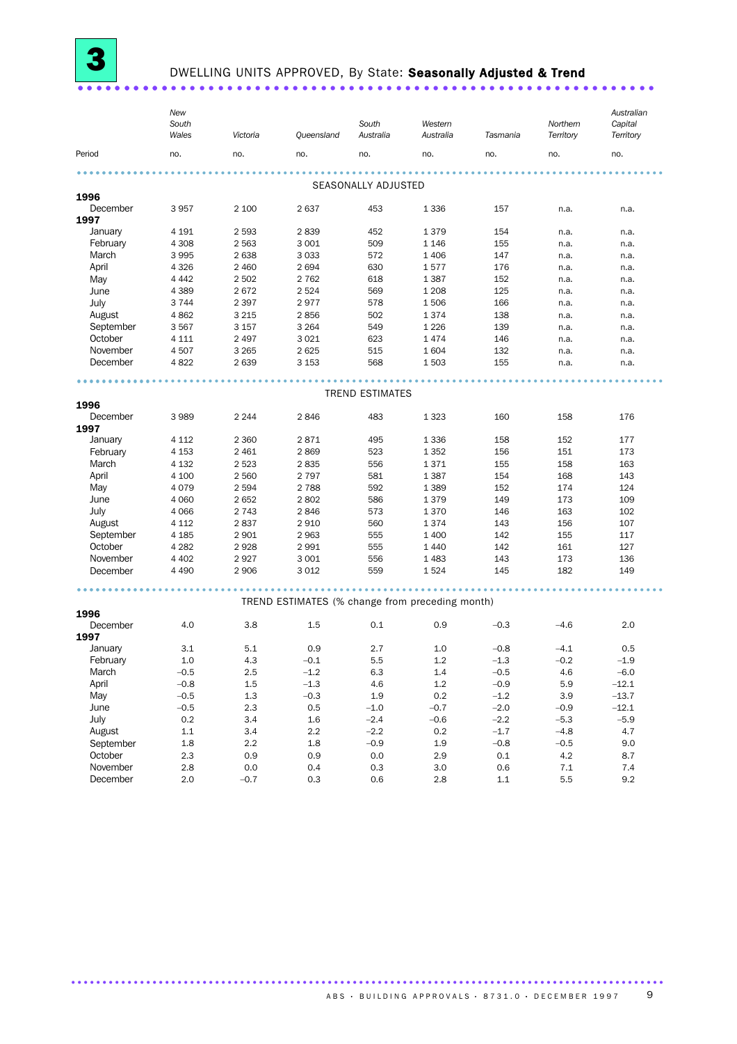# 3 DWELLING UNITS APPROVED, By State: **Seasonally Adjusted & Trend**

| Period | New South Wales | Victoria | Queensland | South Australia | Western Australia | Tasmania | Northern Territory | Australian Capital Territory |
|---|---|---|---|---|---|---|---|---|
| | no. | no. | no. | no. | no. | no. | no. | no. |
| **SEASONALLY ADJUSTED** | | | | | | | | |
| **1996** | | | | | | | | |
| December | 3 957 | 2 100 | 2 637 | 453 | 1 336 | 157 | n.a. | n.a. |
| **1997** | | | | | | | | |
| January | 4 191 | 2 593 | 2 839 | 452 | 1 379 | 154 | n.a. | n.a. |
| February | 4 308 | 2 563 | 3 001 | 509 | 1 146 | 155 | n.a. | n.a. |
| March | 3 995 | 2 638 | 3 033 | 572 | 1 406 | 147 | n.a. | n.a. |
| April | 4 326 | 2 460 | 2 694 | 630 | 1 577 | 176 | n.a. | n.a. |
| May | 4 442 | 2 502 | 2 762 | 618 | 1 387 | 152 | n.a. | n.a. |
| June | 4 389 | 2 672 | 2 524 | 569 | 1 208 | 125 | n.a. | n.a. |
| July | 3 744 | 2 397 | 2 977 | 578 | 1 506 | 166 | n.a. | n.a. |
| August | 4 862 | 3 215 | 2 856 | 502 | 1 374 | 138 | n.a. | n.a. |
| September | 3 567 | 3 157 | 3 264 | 549 | 1 226 | 139 | n.a. | n.a. |
| October | 4 111 | 2 497 | 3 021 | 623 | 1 474 | 146 | n.a. | n.a. |
| November | 4 507 | 3 265 | 2 625 | 515 | 1 604 | 132 | n.a. | n.a. |
| December | 4 822 | 2 639 | 3 153 | 568 | 1 503 | 155 | n.a. | n.a. |
| **TREND ESTIMATES** | | | | | | | | |
| **1996** | | | | | | | | |
| December | 3 989 | 2 244 | 2 846 | 483 | 1 323 | 160 | 158 | 176 |
| **1997** | | | | | | | | |
| January | 4 112 | 2 360 | 2 871 | 495 | 1 336 | 158 | 152 | 177 |
| February | 4 153 | 2 461 | 2 869 | 523 | 1 352 | 156 | 151 | 173 |
| March | 4 132 | 2 523 | 2 835 | 556 | 1 371 | 155 | 158 | 163 |
| April | 4 100 | 2 560 | 2 797 | 581 | 1 387 | 154 | 168 | 143 |
| May | 4 079 | 2 594 | 2 788 | 592 | 1 389 | 152 | 174 | 124 |
| June | 4 060 | 2 652 | 2 802 | 586 | 1 379 | 149 | 173 | 109 |
| July | 4 066 | 2 743 | 2 846 | 573 | 1 370 | 146 | 163 | 102 |
| August | 4 112 | 2 837 | 2 910 | 560 | 1 374 | 143 | 156 | 107 |
| September | 4 185 | 2 901 | 2 963 | 555 | 1 400 | 142 | 155 | 117 |
| October | 4 282 | 2 928 | 2 991 | 555 | 1 440 | 142 | 161 | 127 |
| November | 4 402 | 2 927 | 3 001 | 556 | 1 483 | 143 | 173 | 136 |
| December | 4 490 | 2 906 | 3 012 | 559 | 1 524 | 145 | 182 | 149 |
| **TREND ESTIMATES (% change from preceding month)** | | | | | | | | |
| **1996** | | | | | | | | |
| December | 4.0 | 3.8 | 1.5 | 0.1 | 0.9 | –0.3 | –4.6 | 2.0 |
| **1997** | | | | | | | | |
| January | 3.1 | 5.1 | 0.9 | 2.7 | 1.0 | –0.8 | –4.1 | 0.5 |
| February | 1.0 | 4.3 | –0.1 | 5.5 | 1.2 | –1.3 | –0.2 | –1.9 |
| March | –0.5 | 2.5 | –1.2 | 6.3 | 1.4 | –0.5 | 4.6 | –6.0 |
| April | –0.8 | 1.5 | –1.3 | 4.6 | 1.2 | –0.9 | 5.9 | –12.1 |
| May | –0.5 | 1.3 | –0.3 | 1.9 | 0.2 | –1.2 | 3.9 | –13.7 |
| June | –0.5 | 2.3 | 0.5 | –1.0 | –0.7 | –2.0 | –0.9 | –12.1 |
| July | 0.2 | 3.4 | 1.6 | –2.4 | –0.6 | –2.2 | –5.3 | –5.9 |
| August | 1.1 | 3.4 | 2.2 | –2.2 | 0.2 | –1.7 | –4.8 | 4.7 |
| September | 1.8 | 2.2 | 1.8 | –0.9 | 1.9 | –0.8 | –0.5 | 9.0 |
| October | 2.3 | 0.9 | 0.9 | 0.0 | 2.9 | 0.1 | 4.2 | 8.7 |
| November | 2.8 | 0.0 | 0.4 | 0.3 | 3.0 | 0.6 | 7.1 | 7.4 |
| December | 2.0 | –0.7 | 0.3 | 0.6 | 2.8 | 1.1 | 5.5 | 9.2 |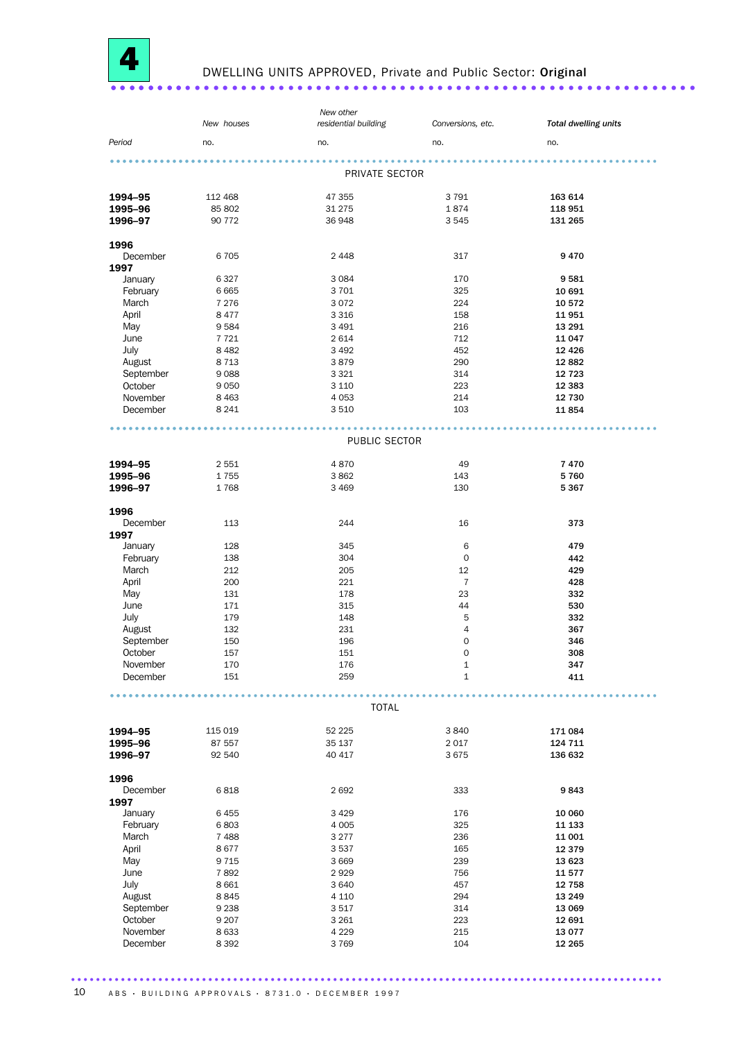# 4 DWELLING UNITS APPROVED, Private and Public Sector: **Original**

| Period | New houses | New other residential building | Conversions, etc. | *Total dwelling units* |
|---|---|---|---|---|
| | no. | no. | no. | no. |
| **PRIVATE SECTOR** | | | | |
| **1994–95** | 112 468 | 47 355 | 3 791 | **163 614** |
| **1995–96** | 85 802 | 31 275 | 1 874 | **118 951** |
| **1996–97** | 90 772 | 36 948 | 3 545 | **131 265** |
| **1996** | | | | |
| December | 6 705 | 2 448 | 317 | **9 470** |
| **1997** | | | | |
| January | 6 327 | 3 084 | 170 | **9 581** |
| February | 6 665 | 3 701 | 325 | **10 691** |
| March | 7 276 | 3 072 | 224 | **10 572** |
| April | 8 477 | 3 316 | 158 | **11 951** |
| May | 9 584 | 3 491 | 216 | **13 291** |
| June | 7 721 | 2 614 | 712 | **11 047** |
| July | 8 482 | 3 492 | 452 | **12 426** |
| August | 8 713 | 3 879 | 290 | **12 882** |
| September | 9 088 | 3 321 | 314 | **12 723** |
| October | 9 050 | 3 110 | 223 | **12 383** |
| November | 8 463 | 4 053 | 214 | **12 730** |
| December | 8 241 | 3 510 | 103 | **11 854** |
| **PUBLIC SECTOR** | | | | |
| **1994–95** | 2 551 | 4 870 | 49 | **7 470** |
| **1995–96** | 1 755 | 3 862 | 143 | **5 760** |
| **1996–97** | 1 768 | 3 469 | 130 | **5 367** |
| **1996** | | | | |
| December | 113 | 244 | 16 | **373** |
| **1997** | | | | |
| January | 128 | 345 | 6 | **479** |
| February | 138 | 304 | 0 | **442** |
| March | 212 | 205 | 12 | **429** |
| April | 200 | 221 | 7 | **428** |
| May | 131 | 178 | 23 | **332** |
| June | 171 | 315 | 44 | **530** |
| July | 179 | 148 | 5 | **332** |
| August | 132 | 231 | 4 | **367** |
| September | 150 | 196 | 0 | **346** |
| October | 157 | 151 | 0 | **308** |
| November | 170 | 176 | 1 | **347** |
| December | 151 | 259 | 1 | **411** |
| **TOTAL** | | | | |
| **1994–95** | 115 019 | 52 225 | 3 840 | **171 084** |
| **1995–96** | 87 557 | 35 137 | 2 017 | **124 711** |
| **1996–97** | 92 540 | 40 417 | 3 675 | **136 632** |
| **1996** | | | | |
| December | 6 818 | 2 692 | 333 | **9 843** |
| **1997** | | | | |
| January | 6 455 | 3 429 | 176 | **10 060** |
| February | 6 803 | 4 005 | 325 | **11 133** |
| March | 7 488 | 3 277 | 236 | **11 001** |
| April | 8 677 | 3 537 | 165 | **12 379** |
| May | 9 715 | 3 669 | 239 | **13 623** |
| June | 7 892 | 2 929 | 756 | **11 577** |
| July | 8 661 | 3 640 | 457 | **12 758** |
| August | 8 845 | 4 110 | 294 | **13 249** |
| September | 9 238 | 3 517 | 314 | **13 069** |
| October | 9 207 | 3 261 | 223 | **12 691** |
| November | 8 633 | 4 229 | 215 | **13 077** |
| December | 8 392 | 3 769 | 104 | **12 265** |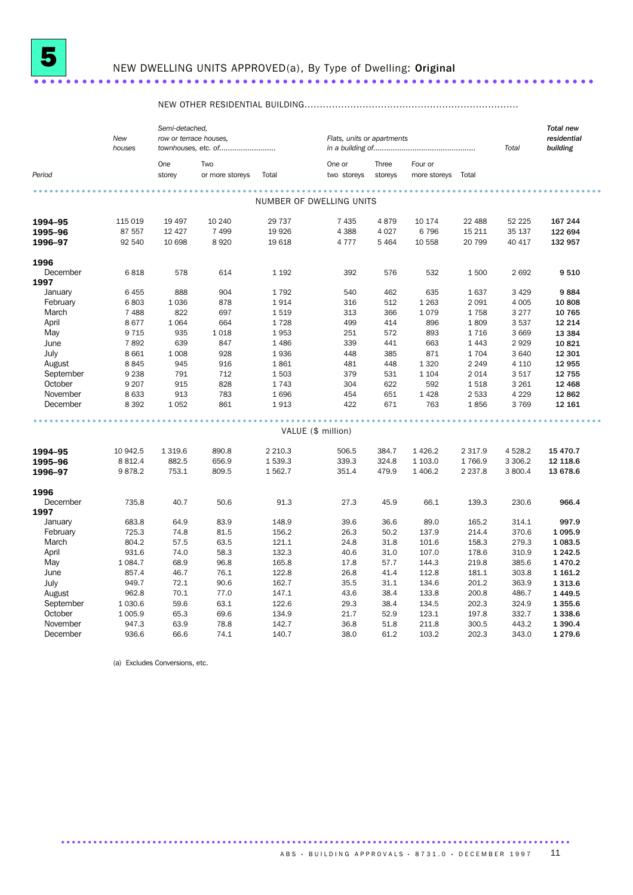# 5 NEW DWELLING UNITS APPROVED(a), By Type of Dwelling: **Original**

| Period | New houses | NEW OTHER RESIDENTIAL BUILDING — Semi-detached, row or terrace houses, townhouses, etc. of — One storey | Two or more storeys | Total | Flats, units or apartments in a building of — One or two storeys | Three storeys | Four or more storeys | Total | Total | Total new residential building |
|---|---|---|---|---|---|---|---|---|---|---|
| | | | | | **NUMBER OF DWELLING UNITS** | | | | | |
| **1994–95** | 115 019 | 19 497 | 10 240 | 29 737 | 7 435 | 4 879 | 10 174 | 22 488 | 52 225 | **167 244** |
| **1995–96** | 87 557 | 12 427 | 7 499 | 19 926 | 4 388 | 4 027 | 6 796 | 15 211 | 35 137 | **122 694** |
| **1996–97** | 92 540 | 10 698 | 8 920 | 19 618 | 4 777 | 5 464 | 10 558 | 20 799 | 40 417 | **132 957** |
| **1996** | | | | | | | | | | |
| December | 6 818 | 578 | 614 | 1 192 | 392 | 576 | 532 | 1 500 | 2 692 | **9 510** |
| **1997** | | | | | | | | | | |
| January | 6 455 | 888 | 904 | 1 792 | 540 | 462 | 635 | 1 637 | 3 429 | **9 884** |
| February | 6 803 | 1 036 | 878 | 1 914 | 316 | 512 | 1 263 | 2 091 | 4 005 | **10 808** |
| March | 7 488 | 822 | 697 | 1 519 | 313 | 366 | 1 079 | 1 758 | 3 277 | **10 765** |
| April | 8 677 | 1 064 | 664 | 1 728 | 499 | 414 | 896 | 1 809 | 3 537 | **12 214** |
| May | 9 715 | 935 | 1 018 | 1 953 | 251 | 572 | 893 | 1 716 | 3 669 | **13 384** |
| June | 7 892 | 639 | 847 | 1 486 | 339 | 441 | 663 | 1 443 | 2 929 | **10 821** |
| July | 8 661 | 1 008 | 928 | 1 936 | 448 | 385 | 871 | 1 704 | 3 640 | **12 301** |
| August | 8 845 | 945 | 916 | 1 861 | 481 | 448 | 1 320 | 2 249 | 4 110 | **12 955** |
| September | 9 238 | 791 | 712 | 1 503 | 379 | 531 | 1 104 | 2 014 | 3 517 | **12 755** |
| October | 9 207 | 915 | 828 | 1 743 | 304 | 622 | 592 | 1 518 | 3 261 | **12 468** |
| November | 8 633 | 913 | 783 | 1 696 | 454 | 651 | 1 428 | 2 533 | 4 229 | **12 862** |
| December | 8 392 | 1 052 | 861 | 1 913 | 422 | 671 | 763 | 1 856 | 3 769 | **12 161** |
| | | | | | **VALUE ($ million)** | | | | | |
| **1994–95** | 10 942.5 | 1 319.6 | 890.8 | 2 210.3 | 506.5 | 384.7 | 1 426.2 | 2 317.9 | 4 528.2 | **15 470.7** |
| **1995–96** | 8 812.4 | 882.5 | 656.9 | 1 539.3 | 339.3 | 324.8 | 1 103.0 | 1 766.9 | 3 306.2 | **12 118.6** |
| **1996–97** | 9 878.2 | 753.1 | 809.5 | 1 562.7 | 351.4 | 479.9 | 1 406.2 | 2 237.8 | 3 800.4 | **13 678.6** |
| **1996** | | | | | | | | | | |
| December | 735.8 | 40.7 | 50.6 | 91.3 | 27.3 | 45.9 | 66.1 | 139.3 | 230.6 | **966.4** |
| **1997** | | | | | | | | | | |
| January | 683.8 | 64.9 | 83.9 | 148.9 | 39.6 | 36.6 | 89.0 | 165.2 | 314.1 | **997.9** |
| February | 725.3 | 74.8 | 81.5 | 156.2 | 26.3 | 50.2 | 137.9 | 214.4 | 370.6 | **1 095.9** |
| March | 804.2 | 57.5 | 63.5 | 121.1 | 24.8 | 31.8 | 101.6 | 158.3 | 279.3 | **1 083.5** |
| April | 931.6 | 74.0 | 58.3 | 132.3 | 40.6 | 31.0 | 107.0 | 178.6 | 310.9 | **1 242.5** |
| May | 1 084.7 | 68.9 | 96.8 | 165.8 | 17.8 | 57.7 | 144.3 | 219.8 | 385.6 | **1 470.2** |
| June | 857.4 | 46.7 | 76.1 | 122.8 | 26.8 | 41.4 | 112.8 | 181.1 | 303.8 | **1 161.2** |
| July | 949.7 | 72.1 | 90.6 | 162.7 | 35.5 | 31.1 | 134.6 | 201.2 | 363.9 | **1 313.6** |
| August | 962.8 | 70.1 | 77.0 | 147.1 | 43.6 | 38.4 | 133.8 | 200.8 | 486.7 | **1 449.5** |
| September | 1 030.6 | 59.6 | 63.1 | 122.6 | 29.3 | 38.4 | 134.5 | 202.3 | 324.9 | **1 355.6** |
| October | 1 005.9 | 65.3 | 69.6 | 134.9 | 21.7 | 52.9 | 123.1 | 197.8 | 332.7 | **1 338.6** |
| November | 947.3 | 63.9 | 78.8 | 142.7 | 36.8 | 51.8 | 211.8 | 300.5 | 443.2 | **1 390.4** |
| December | 936.6 | 66.6 | 74.1 | 140.7 | 38.0 | 61.2 | 103.2 | 202.3 | 343.0 | **1 279.6** |

(a) Excludes Conversions, etc.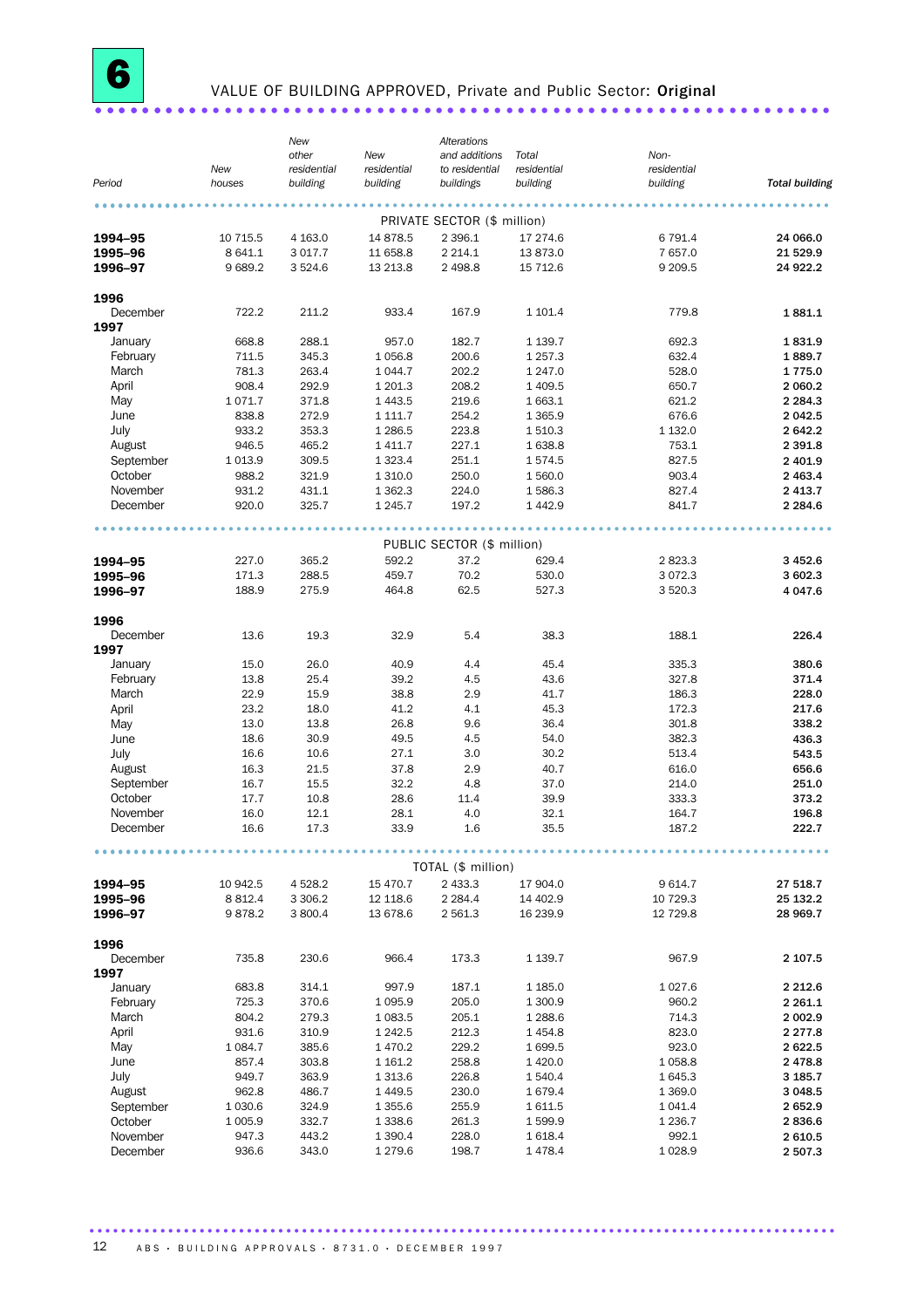# 6 VALUE OF BUILDING APPROVED, Private and Public Sector: **Original**

| Period | New houses | New other residential building | New residential building | Alterations and additions to residential buildings | Total residential building | Non-residential building | Total building |
|---|---|---|---|---|---|---|---|
| | | | PRIVATE SECTOR ($ million) | | | | |
| **1994–95** | 10 715.5 | 4 163.0 | 14 878.5 | 2 396.1 | 17 274.6 | 6 791.4 | **24 066.0** |
| **1995–96** | 8 641.1 | 3 017.7 | 11 658.8 | 2 214.1 | 13 873.0 | 7 657.0 | **21 529.9** |
| **1996–97** | 9 689.2 | 3 524.6 | 13 213.8 | 2 498.8 | 15 712.6 | 9 209.5 | **24 922.2** |
| **1996** | | | | | | | |
| December | 722.2 | 211.2 | 933.4 | 167.9 | 1 101.4 | 779.8 | **1 881.1** |
| **1997** | | | | | | | |
| January | 668.8 | 288.1 | 957.0 | 182.7 | 1 139.7 | 692.3 | **1 831.9** |
| February | 711.5 | 345.3 | 1 056.8 | 200.6 | 1 257.3 | 632.4 | **1 889.7** |
| March | 781.3 | 263.4 | 1 044.7 | 202.2 | 1 247.0 | 528.0 | **1 775.0** |
| April | 908.4 | 292.9 | 1 201.3 | 208.2 | 1 409.5 | 650.7 | **2 060.2** |
| May | 1 071.7 | 371.8 | 1 443.5 | 219.6 | 1 663.1 | 621.2 | **2 284.3** |
| June | 838.8 | 272.9 | 1 111.7 | 254.2 | 1 365.9 | 676.6 | **2 042.5** |
| July | 933.2 | 353.3 | 1 286.5 | 223.8 | 1 510.3 | 1 132.0 | **2 642.2** |
| August | 946.5 | 465.2 | 1 411.7 | 227.1 | 1 638.8 | 753.1 | **2 391.8** |
| September | 1 013.9 | 309.5 | 1 323.4 | 251.1 | 1 574.5 | 827.5 | **2 401.9** |
| October | 988.2 | 321.9 | 1 310.0 | 250.0 | 1 560.0 | 903.4 | **2 463.4** |
| November | 931.2 | 431.1 | 1 362.3 | 224.0 | 1 586.3 | 827.4 | **2 413.7** |
| December | 920.0 | 325.7 | 1 245.7 | 197.2 | 1 442.9 | 841.7 | **2 284.6** |
| | | | PUBLIC SECTOR ($ million) | | | | |
| **1994–95** | 227.0 | 365.2 | 592.2 | 37.2 | 629.4 | 2 823.3 | **3 452.6** |
| **1995–96** | 171.3 | 288.5 | 459.7 | 70.2 | 530.0 | 3 072.3 | **3 602.3** |
| **1996–97** | 188.9 | 275.9 | 464.8 | 62.5 | 527.3 | 3 520.3 | **4 047.6** |
| **1996** | | | | | | | |
| December | 13.6 | 19.3 | 32.9 | 5.4 | 38.3 | 188.1 | **226.4** |
| **1997** | | | | | | | |
| January | 15.0 | 26.0 | 40.9 | 4.4 | 45.4 | 335.3 | **380.6** |
| February | 13.8 | 25.4 | 39.2 | 4.5 | 43.6 | 327.8 | **371.4** |
| March | 22.9 | 15.9 | 38.8 | 2.9 | 41.7 | 186.3 | **228.0** |
| April | 23.2 | 18.0 | 41.2 | 4.1 | 45.3 | 172.3 | **217.6** |
| May | 13.0 | 13.8 | 26.8 | 9.6 | 36.4 | 301.8 | **338.2** |
| June | 18.6 | 30.9 | 49.5 | 4.5 | 54.0 | 382.3 | **436.3** |
| July | 16.6 | 10.6 | 27.1 | 3.0 | 30.2 | 513.4 | **543.5** |
| August | 16.3 | 21.5 | 37.8 | 2.9 | 40.7 | 616.0 | **656.6** |
| September | 16.7 | 15.5 | 32.2 | 4.8 | 37.0 | 214.0 | **251.0** |
| October | 17.7 | 10.8 | 28.6 | 11.4 | 39.9 | 333.3 | **373.2** |
| November | 16.0 | 12.1 | 28.1 | 4.0 | 32.1 | 164.7 | **196.8** |
| December | 16.6 | 17.3 | 33.9 | 1.6 | 35.5 | 187.2 | **222.7** |
| | | | TOTAL ($ million) | | | | |
| **1994–95** | 10 942.5 | 4 528.2 | 15 470.7 | 2 433.3 | 17 904.0 | 9 614.7 | **27 518.7** |
| **1995–96** | 8 812.4 | 3 306.2 | 12 118.6 | 2 284.4 | 14 402.9 | 10 729.3 | **25 132.2** |
| **1996–97** | 9 878.2 | 3 800.4 | 13 678.6 | 2 561.3 | 16 239.9 | 12 729.8 | **28 969.7** |
| **1996** | | | | | | | |
| December | 735.8 | 230.6 | 966.4 | 173.3 | 1 139.7 | 967.9 | **2 107.5** |
| **1997** | | | | | | | |
| January | 683.8 | 314.1 | 997.9 | 187.1 | 1 185.0 | 1 027.6 | **2 212.6** |
| February | 725.3 | 370.6 | 1 095.9 | 205.0 | 1 300.9 | 960.2 | **2 261.1** |
| March | 804.2 | 279.3 | 1 083.5 | 205.1 | 1 288.6 | 714.3 | **2 002.9** |
| April | 931.6 | 310.9 | 1 242.5 | 212.3 | 1 454.8 | 823.0 | **2 277.8** |
| May | 1 084.7 | 385.6 | 1 470.2 | 229.2 | 1 699.5 | 923.0 | **2 622.5** |
| June | 857.4 | 303.8 | 1 161.2 | 258.8 | 1 420.0 | 1 058.8 | **2 478.8** |
| July | 949.7 | 363.9 | 1 313.6 | 226.8 | 1 540.4 | 1 645.3 | **3 185.7** |
| August | 962.8 | 486.7 | 1 449.5 | 230.0 | 1 679.4 | 1 369.0 | **3 048.5** |
| September | 1 030.6 | 324.9 | 1 355.6 | 255.9 | 1 611.5 | 1 041.4 | **2 652.9** |
| October | 1 005.9 | 332.7 | 1 338.6 | 261.3 | 1 599.9 | 1 236.7 | **2 836.6** |
| November | 947.3 | 443.2 | 1 390.4 | 228.0 | 1 618.4 | 992.1 | **2 610.5** |
| December | 936.6 | 343.0 | 1 279.6 | 198.7 | 1 478.4 | 1 028.9 | **2 507.3** |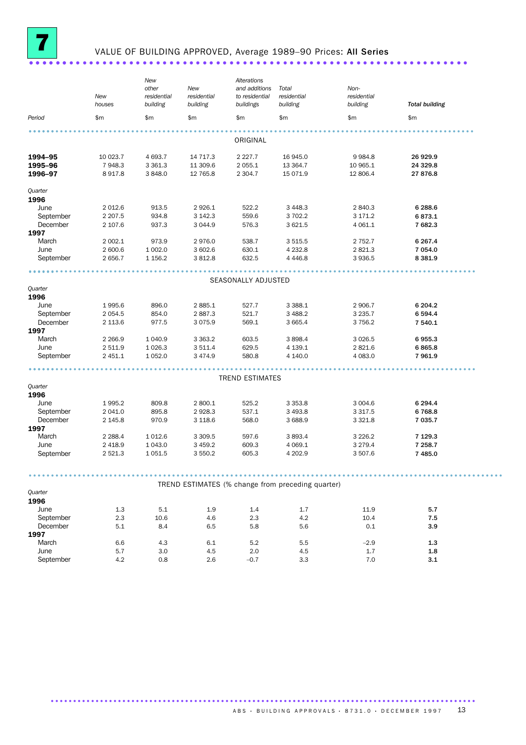# 7 VALUE OF BUILDING APPROVED, Average 1989–90 Prices: All Series

| Period | *New houses* | *New other residential building* | *New residential building* | *Alterations and additions to residential buildings* | *Total residential building* | *Non-residential building* | ***Total building*** |
|---|---|---|---|---|---|---|---|
| | $m | $m | $m | $m | $m | $m | $m |
| | | | | ORIGINAL | | | |
| **1994–95** | 10 023.7 | 4 693.7 | 14 717.3 | 2 227.7 | 16 945.0 | 9 984.8 | **26 929.9** |
| **1995–96** | 7 948.3 | 3 361.3 | 11 309.6 | 2 055.1 | 13 364.7 | 10 965.1 | **24 329.8** |
| **1996–97** | 8 917.8 | 3 848.0 | 12 765.8 | 2 304.7 | 15 071.9 | 12 806.4 | **27 876.8** |
| *Quarter* | | | | | | | |
| **1996** | | | | | | | |
| June | 2 012.6 | 913.5 | 2 926.1 | 522.2 | 3 448.3 | 2 840.3 | **6 288.6** |
| September | 2 207.5 | 934.8 | 3 142.3 | 559.6 | 3 702.2 | 3 171.2 | **6 873.1** |
| December | 2 107.6 | 937.3 | 3 044.9 | 576.3 | 3 621.5 | 4 061.1 | **7 682.3** |
| **1997** | | | | | | | |
| March | 2 002.1 | 973.9 | 2 976.0 | 538.7 | 3 515.5 | 2 752.7 | **6 267.4** |
| June | 2 600.6 | 1 002.0 | 3 602.6 | 630.1 | 4 232.8 | 2 821.3 | **7 054.0** |
| September | 2 656.7 | 1 156.2 | 3 812.8 | 632.5 | 4 446.8 | 3 936.5 | **8 381.9** |
| | | | | SEASONALLY ADJUSTED | | | |
| *Quarter* | | | | | | | |
| **1996** | | | | | | | |
| June | 1 995.6 | 896.0 | 2 885.1 | 527.7 | 3 388.1 | 2 906.7 | **6 204.2** |
| September | 2 054.5 | 854.0 | 2 887.3 | 521.7 | 3 488.2 | 3 235.7 | **6 594.4** |
| December | 2 113.6 | 977.5 | 3 075.9 | 569.1 | 3 665.4 | 3 756.2 | **7 540.1** |
| **1997** | | | | | | | |
| March | 2 266.9 | 1 040.9 | 3 363.2 | 603.5 | 3 898.4 | 3 026.5 | **6 955.3** |
| June | 2 511.9 | 1 026.3 | 3 511.4 | 629.5 | 4 139.1 | 2 821.6 | **6 865.8** |
| September | 2 451.1 | 1 052.0 | 3 474.9 | 580.8 | 4 140.0 | 4 083.0 | **7 961.9** |
| | | | | TREND ESTIMATES | | | |
| *Quarter* | | | | | | | |
| **1996** | | | | | | | |
| June | 1 995.2 | 809.8 | 2 800.1 | 525.2 | 3 353.8 | 3 004.6 | **6 294.4** |
| September | 2 041.0 | 895.8 | 2 928.3 | 537.1 | 3 493.8 | 3 317.5 | **6 768.8** |
| December | 2 145.8 | 970.9 | 3 118.6 | 568.0 | 3 688.9 | 3 321.8 | **7 035.7** |
| **1997** | | | | | | | |
| March | 2 288.4 | 1 012.6 | 3 309.5 | 597.6 | 3 893.4 | 3 226.2 | **7 129.3** |
| June | 2 418.9 | 1 043.0 | 3 459.2 | 609.3 | 4 069.1 | 3 279.4 | **7 258.7** |
| September | 2 521.3 | 1 051.5 | 3 550.2 | 605.3 | 4 202.9 | 3 507.6 | **7 485.0** |
| | | | | TREND ESTIMATES (% change from preceding quarter) | | | |
| *Quarter* | | | | | | | |
| **1996** | | | | | | | |
| June | 1.3 | 5.1 | 1.9 | 1.4 | 1.7 | 11.9 | **5.7** |
| September | 2.3 | 10.6 | 4.6 | 2.3 | 4.2 | 10.4 | **7.5** |
| December | 5.1 | 8.4 | 6.5 | 5.8 | 5.6 | 0.1 | **3.9** |
| **1997** | | | | | | | |
| March | 6.6 | 4.3 | 6.1 | 5.2 | 5.5 | –2.9 | **1.3** |
| June | 5.7 | 3.0 | 4.5 | 2.0 | 4.5 | 1.7 | **1.8** |
| September | 4.2 | 0.8 | 2.6 | –0.7 | 3.3 | 7.0 | **3.1** |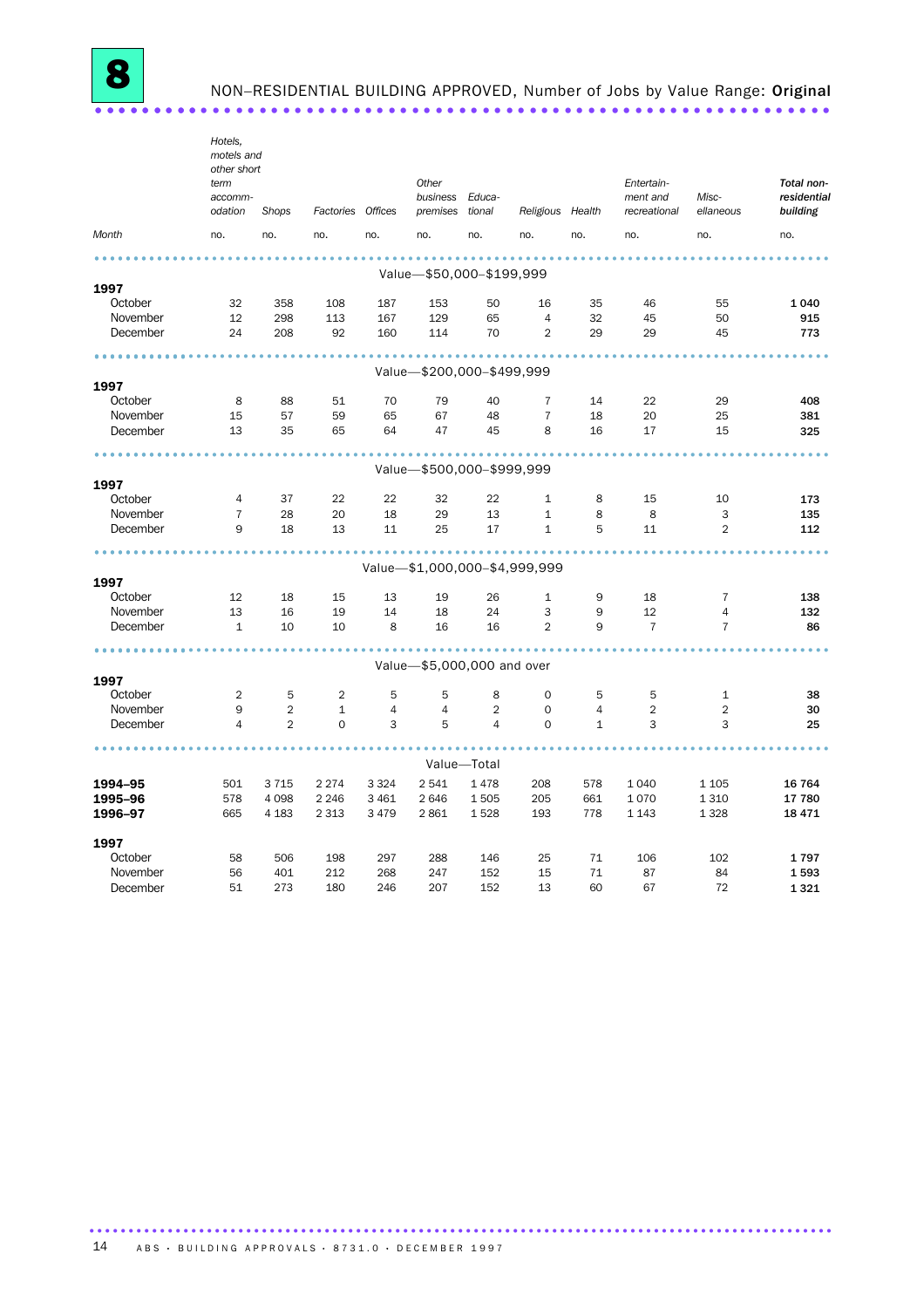# 8 NON–RESIDENTIAL BUILDING APPROVED, Number of Jobs by Value Range: **Original**

| Month | *Hotels, motels and other short term accomm-odation* | *Shops* | *Factories* | *Offices* | *Other business premises* | *Educa-tional* | *Religious* | *Health* | *Entertain-ment and recreational* | *Misc-ellaneous* | ***Total non-residential building*** |
|---|---|---|---|---|---|---|---|---|---|---|---|
| | no. | no. | no. | no. | no. | no. | no. | no. | no. | no. | no. |
| | | | | | Value—$50,000–$199,999 | | | | | | |
| **1997** | | | | | | | | | | | |
| October | 32 | 358 | 108 | 187 | 153 | 50 | 16 | 35 | 46 | 55 | **1 040** |
| November | 12 | 298 | 113 | 167 | 129 | 65 | 4 | 32 | 45 | 50 | **915** |
| December | 24 | 208 | 92 | 160 | 114 | 70 | 2 | 29 | 29 | 45 | **773** |
| | | | | | Value—$200,000–$499,999 | | | | | | |
| **1997** | | | | | | | | | | | |
| October | 8 | 88 | 51 | 70 | 79 | 40 | 7 | 14 | 22 | 29 | **408** |
| November | 15 | 57 | 59 | 65 | 67 | 48 | 7 | 18 | 20 | 25 | **381** |
| December | 13 | 35 | 65 | 64 | 47 | 45 | 8 | 16 | 17 | 15 | **325** |
| | | | | | Value—$500,000–$999,999 | | | | | | |
| **1997** | | | | | | | | | | | |
| October | 4 | 37 | 22 | 22 | 32 | 22 | 1 | 8 | 15 | 10 | **173** |
| November | 7 | 28 | 20 | 18 | 29 | 13 | 1 | 8 | 8 | 3 | **135** |
| December | 9 | 18 | 13 | 11 | 25 | 17 | 1 | 5 | 11 | 2 | **112** |
| | | | | | Value—$1,000,000–$4,999,999 | | | | | | |
| **1997** | | | | | | | | | | | |
| October | 12 | 18 | 15 | 13 | 19 | 26 | 1 | 9 | 18 | 7 | **138** |
| November | 13 | 16 | 19 | 14 | 18 | 24 | 3 | 9 | 12 | 4 | **132** |
| December | 1 | 10 | 10 | 8 | 16 | 16 | 2 | 9 | 7 | 7 | **86** |
| | | | | | Value—$5,000,000 and over | | | | | | |
| **1997** | | | | | | | | | | | |
| October | 2 | 5 | 2 | 5 | 5 | 8 | 0 | 5 | 5 | 1 | **38** |
| November | 9 | 2 | 1 | 4 | 4 | 2 | 0 | 4 | 2 | 2 | **30** |
| December | 4 | 2 | 0 | 3 | 5 | 4 | 0 | 1 | 3 | 3 | **25** |
| | | | | | Value—Total | | | | | | |
| **1994–95** | 501 | 3 715 | 2 274 | 3 324 | 2 541 | 1 478 | 208 | 578 | 1 040 | 1 105 | **16 764** |
| **1995–96** | 578 | 4 098 | 2 246 | 3 461 | 2 646 | 1 505 | 205 | 661 | 1 070 | 1 310 | **17 780** |
| **1996–97** | 665 | 4 183 | 2 313 | 3 479 | 2 861 | 1 528 | 193 | 778 | 1 143 | 1 328 | **18 471** |
| **1997** | | | | | | | | | | | |
| October | 58 | 506 | 198 | 297 | 288 | 146 | 25 | 71 | 106 | 102 | **1 797** |
| November | 56 | 401 | 212 | 268 | 247 | 152 | 15 | 71 | 87 | 84 | **1 593** |
| December | 51 | 273 | 180 | 246 | 207 | 152 | 13 | 60 | 67 | 72 | **1 321** |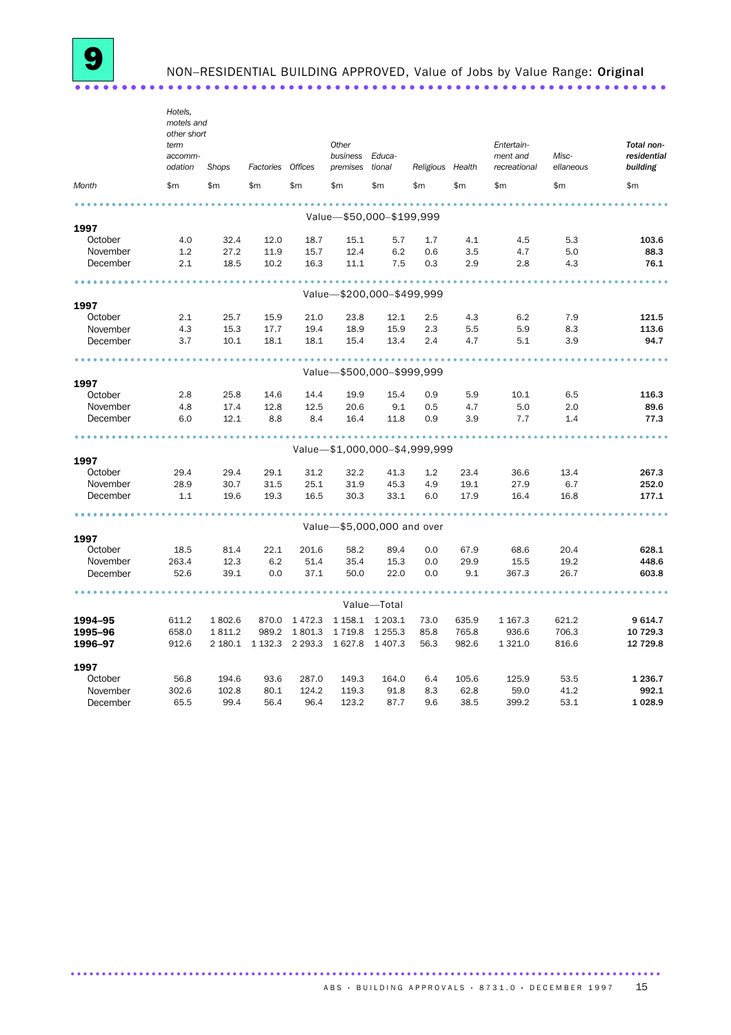# 9 NON–RESIDENTIAL BUILDING APPROVED, Value of Jobs by Value Range: **Original**

| Month | Hotels, motels and other short term accommodation | Shops | Factories | Offices | Other business premises | Educational | Religious | Health | Entertainment and recreational | Miscellaneous | *Total non-residential building* |
|---|---|---|---|---|---|---|---|---|---|---|---|
| | $m | $m | $m | $m | $m | $m | $m | $m | $m | $m | $m |
| **Value—$50,000–$199,999** | | | | | | | | | | | |
| **1997** | | | | | | | | | | | |
| October | 4.0 | 32.4 | 12.0 | 18.7 | 15.1 | 5.7 | 1.7 | 4.1 | 4.5 | 5.3 | **103.6** |
| November | 1.2 | 27.2 | 11.9 | 15.7 | 12.4 | 6.2 | 0.6 | 3.5 | 4.7 | 5.0 | **88.3** |
| December | 2.1 | 18.5 | 10.2 | 16.3 | 11.1 | 7.5 | 0.3 | 2.9 | 2.8 | 4.3 | **76.1** |
| **Value—$200,000–$499,999** | | | | | | | | | | | |
| **1997** | | | | | | | | | | | |
| October | 2.1 | 25.7 | 15.9 | 21.0 | 23.8 | 12.1 | 2.5 | 4.3 | 6.2 | 7.9 | **121.5** |
| November | 4.3 | 15.3 | 17.7 | 19.4 | 18.9 | 15.9 | 2.3 | 5.5 | 5.9 | 8.3 | **113.6** |
| December | 3.7 | 10.1 | 18.1 | 18.1 | 15.4 | 13.4 | 2.4 | 4.7 | 5.1 | 3.9 | **94.7** |
| **Value—$500,000–$999,999** | | | | | | | | | | | |
| **1997** | | | | | | | | | | | |
| October | 2.8 | 25.8 | 14.6 | 14.4 | 19.9 | 15.4 | 0.9 | 5.9 | 10.1 | 6.5 | **116.3** |
| November | 4.8 | 17.4 | 12.8 | 12.5 | 20.6 | 9.1 | 0.5 | 4.7 | 5.0 | 2.0 | **89.6** |
| December | 6.0 | 12.1 | 8.8 | 8.4 | 16.4 | 11.8 | 0.9 | 3.9 | 7.7 | 1.4 | **77.3** |
| **Value—$1,000,000–$4,999,999** | | | | | | | | | | | |
| **1997** | | | | | | | | | | | |
| October | 29.4 | 29.4 | 29.1 | 31.2 | 32.2 | 41.3 | 1.2 | 23.4 | 36.6 | 13.4 | **267.3** |
| November | 28.9 | 30.7 | 31.5 | 25.1 | 31.9 | 45.3 | 4.9 | 19.1 | 27.9 | 6.7 | **252.0** |
| December | 1.1 | 19.6 | 19.3 | 16.5 | 30.3 | 33.1 | 6.0 | 17.9 | 16.4 | 16.8 | **177.1** |
| **Value—$5,000,000 and over** | | | | | | | | | | | |
| **1997** | | | | | | | | | | | |
| October | 18.5 | 81.4 | 22.1 | 201.6 | 58.2 | 89.4 | 0.0 | 67.9 | 68.6 | 20.4 | **628.1** |
| November | 263.4 | 12.3 | 6.2 | 51.4 | 35.4 | 15.3 | 0.0 | 29.9 | 15.5 | 19.2 | **448.6** |
| December | 52.6 | 39.1 | 0.0 | 37.1 | 50.0 | 22.0 | 0.0 | 9.1 | 367.3 | 26.7 | **603.8** |
| **Value—Total** | | | | | | | | | | | |
| **1994–95** | 611.2 | 1 802.6 | 870.0 | 1 472.3 | 1 158.1 | 1 203.1 | 73.0 | 635.9 | 1 167.3 | 621.2 | **9 614.7** |
| **1995–96** | 658.0 | 1 811.2 | 989.2 | 1 801.3 | 1 719.8 | 1 255.3 | 85.8 | 765.8 | 936.6 | 706.3 | **10 729.3** |
| **1996–97** | 912.6 | 2 180.1 | 1 132.3 | 2 293.3 | 1 627.8 | 1 407.3 | 56.3 | 982.6 | 1 321.0 | 816.6 | **12 729.8** |
| **1997** | | | | | | | | | | | |
| October | 56.8 | 194.6 | 93.6 | 287.0 | 149.3 | 164.0 | 6.4 | 105.6 | 125.9 | 53.5 | **1 236.7** |
| November | 302.6 | 102.8 | 80.1 | 124.2 | 119.3 | 91.8 | 8.3 | 62.8 | 59.0 | 41.2 | **992.1** |
| December | 65.5 | 99.4 | 56.4 | 96.4 | 123.2 | 87.7 | 9.6 | 38.5 | 399.2 | 53.1 | **1 028.9** |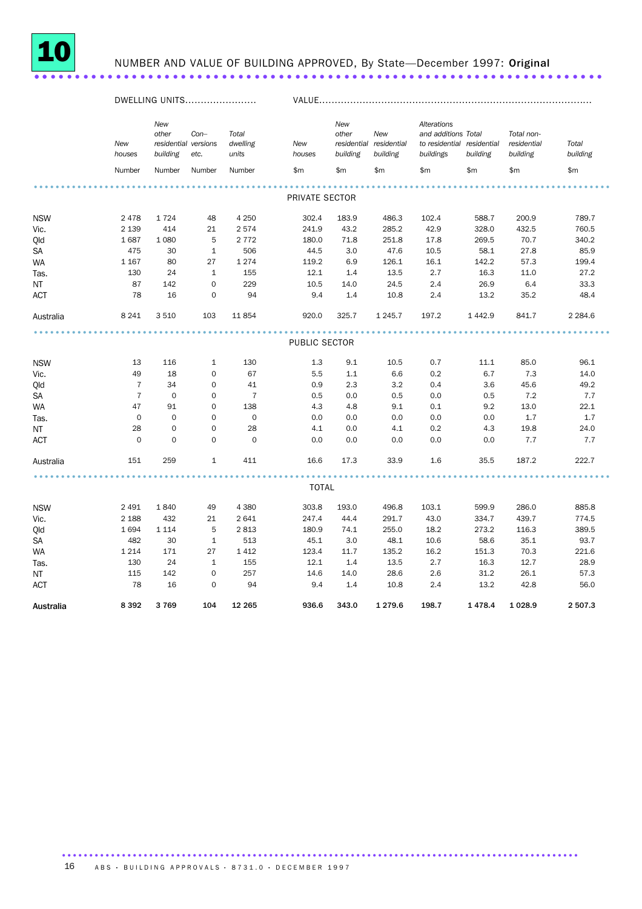# 10 NUMBER AND VALUE OF BUILDING APPROVED, By State—December 1997: **Original**

| | DWELLING UNITS | | | | VALUE | | | | | | |
|---|---|---|---|---|---|---|---|---|---|---|---|
| | *New houses* | *New other residential building* | *Con–versions etc.* | *Total dwelling units* | *New houses* | *New other residential building* | *New residential building* | *Alterations and additions to residential buildings* | *Total residential building* | *Total non-residential building* | *Total building* |
| | Number | Number | Number | Number | $m | $m | $m | $m | $m | $m | $m |
| | | | | | PRIVATE SECTOR | | | | | | |
| NSW | 2 478 | 1 724 | 48 | 4 250 | 302.4 | 183.9 | 486.3 | 102.4 | 588.7 | 200.9 | 789.7 |
| Vic. | 2 139 | 414 | 21 | 2 574 | 241.9 | 43.2 | 285.2 | 42.9 | 328.0 | 432.5 | 760.5 |
| Qld | 1 687 | 1 080 | 5 | 2 772 | 180.0 | 71.8 | 251.8 | 17.8 | 269.5 | 70.7 | 340.2 |
| SA | 475 | 30 | 1 | 506 | 44.5 | 3.0 | 47.6 | 10.5 | 58.1 | 27.8 | 85.9 |
| WA | 1 167 | 80 | 27 | 1 274 | 119.2 | 6.9 | 126.1 | 16.1 | 142.2 | 57.3 | 199.4 |
| Tas. | 130 | 24 | 1 | 155 | 12.1 | 1.4 | 13.5 | 2.7 | 16.3 | 11.0 | 27.2 |
| NT | 87 | 142 | 0 | 229 | 10.5 | 14.0 | 24.5 | 2.4 | 26.9 | 6.4 | 33.3 |
| ACT | 78 | 16 | 0 | 94 | 9.4 | 1.4 | 10.8 | 2.4 | 13.2 | 35.2 | 48.4 |
| Australia | 8 241 | 3 510 | 103 | 11 854 | 920.0 | 325.7 | 1 245.7 | 197.2 | 1 442.9 | 841.7 | 2 284.6 |
| | | | | | PUBLIC SECTOR | | | | | | |
| NSW | 13 | 116 | 1 | 130 | 1.3 | 9.1 | 10.5 | 0.7 | 11.1 | 85.0 | 96.1 |
| Vic. | 49 | 18 | 0 | 67 | 5.5 | 1.1 | 6.6 | 0.2 | 6.7 | 7.3 | 14.0 |
| Qld | 7 | 34 | 0 | 41 | 0.9 | 2.3 | 3.2 | 0.4 | 3.6 | 45.6 | 49.2 |
| SA | 7 | 0 | 0 | 7 | 0.5 | 0.0 | 0.5 | 0.0 | 0.5 | 7.2 | 7.7 |
| WA | 47 | 91 | 0 | 138 | 4.3 | 4.8 | 9.1 | 0.1 | 9.2 | 13.0 | 22.1 |
| Tas. | 0 | 0 | 0 | 0 | 0.0 | 0.0 | 0.0 | 0.0 | 0.0 | 1.7 | 1.7 |
| NT | 28 | 0 | 0 | 28 | 4.1 | 0.0 | 4.1 | 0.2 | 4.3 | 19.8 | 24.0 |
| ACT | 0 | 0 | 0 | 0 | 0.0 | 0.0 | 0.0 | 0.0 | 0.0 | 7.7 | 7.7 |
| Australia | 151 | 259 | 1 | 411 | 16.6 | 17.3 | 33.9 | 1.6 | 35.5 | 187.2 | 222.7 |
| | | | | | TOTAL | | | | | | |
| NSW | 2 491 | 1 840 | 49 | 4 380 | 303.8 | 193.0 | 496.8 | 103.1 | 599.9 | 286.0 | 885.8 |
| Vic. | 2 188 | 432 | 21 | 2 641 | 247.4 | 44.4 | 291.7 | 43.0 | 334.7 | 439.7 | 774.5 |
| Qld | 1 694 | 1 114 | 5 | 2 813 | 180.9 | 74.1 | 255.0 | 18.2 | 273.2 | 116.3 | 389.5 |
| SA | 482 | 30 | 1 | 513 | 45.1 | 3.0 | 48.1 | 10.6 | 58.6 | 35.1 | 93.7 |
| WA | 1 214 | 171 | 27 | 1 412 | 123.4 | 11.7 | 135.2 | 16.2 | 151.3 | 70.3 | 221.6 |
| Tas. | 130 | 24 | 1 | 155 | 12.1 | 1.4 | 13.5 | 2.7 | 16.3 | 12.7 | 28.9 |
| NT | 115 | 142 | 0 | 257 | 14.6 | 14.0 | 28.6 | 2.6 | 31.2 | 26.1 | 57.3 |
| ACT | 78 | 16 | 0 | 94 | 9.4 | 1.4 | 10.8 | 2.4 | 13.2 | 42.8 | 56.0 |
| **Australia** | **8 392** | **3 769** | **104** | **12 265** | **936.6** | **343.0** | **1 279.6** | **198.7** | **1 478.4** | **1 028.9** | **2 507.3** |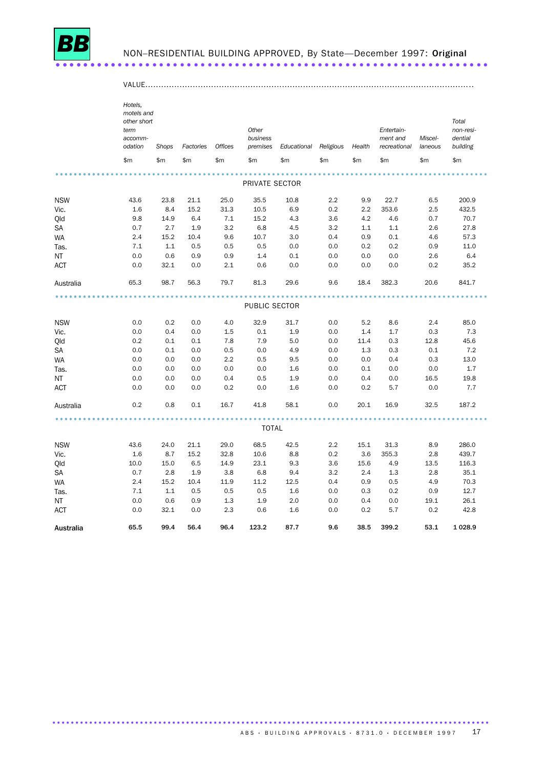## NON–RESIDENTIAL BUILDING APPROVED, By State—December 1997: **Original**

VALUE

| | Hotels, motels and other short term accommodation | Shops | Factories | Offices | Other business premises | Educational | Religious | Health | Entertainment and recreational | Miscellaneous | Total non-residential building |
|---|---|---|---|---|---|---|---|---|---|---|---|
| | $m | $m | $m | $m | $m | $m | $m | $m | $m | $m | $m |
| **PRIVATE SECTOR** | | | | | | | | | | | |
| NSW | 43.6 | 23.8 | 21.1 | 25.0 | 35.5 | 10.8 | 2.2 | 9.9 | 22.7 | 6.5 | 200.9 |
| Vic. | 1.6 | 8.4 | 15.2 | 31.3 | 10.5 | 6.9 | 0.2 | 2.2 | 353.6 | 2.5 | 432.5 |
| Qld | 9.8 | 14.9 | 6.4 | 7.1 | 15.2 | 4.3 | 3.6 | 4.2 | 4.6 | 0.7 | 70.7 |
| SA | 0.7 | 2.7 | 1.9 | 3.2 | 6.8 | 4.5 | 3.2 | 1.1 | 1.1 | 2.6 | 27.8 |
| WA | 2.4 | 15.2 | 10.4 | 9.6 | 10.7 | 3.0 | 0.4 | 0.9 | 0.1 | 4.6 | 57.3 |
| Tas. | 7.1 | 1.1 | 0.5 | 0.5 | 0.5 | 0.0 | 0.0 | 0.2 | 0.2 | 0.9 | 11.0 |
| NT | 0.0 | 0.6 | 0.9 | 0.9 | 1.4 | 0.1 | 0.0 | 0.0 | 0.0 | 2.6 | 6.4 |
| ACT | 0.0 | 32.1 | 0.0 | 2.1 | 0.6 | 0.0 | 0.0 | 0.0 | 0.0 | 0.2 | 35.2 |
| Australia | 65.3 | 98.7 | 56.3 | 79.7 | 81.3 | 29.6 | 9.6 | 18.4 | 382.3 | 20.6 | 841.7 |
| **PUBLIC SECTOR** | | | | | | | | | | | |
| NSW | 0.0 | 0.2 | 0.0 | 4.0 | 32.9 | 31.7 | 0.0 | 5.2 | 8.6 | 2.4 | 85.0 |
| Vic. | 0.0 | 0.4 | 0.0 | 1.5 | 0.1 | 1.9 | 0.0 | 1.4 | 1.7 | 0.3 | 7.3 |
| Qld | 0.2 | 0.1 | 0.1 | 7.8 | 7.9 | 5.0 | 0.0 | 11.4 | 0.3 | 12.8 | 45.6 |
| SA | 0.0 | 0.1 | 0.0 | 0.5 | 0.0 | 4.9 | 0.0 | 1.3 | 0.3 | 0.1 | 7.2 |
| WA | 0.0 | 0.0 | 0.0 | 2.2 | 0.5 | 9.5 | 0.0 | 0.0 | 0.4 | 0.3 | 13.0 |
| Tas. | 0.0 | 0.0 | 0.0 | 0.0 | 0.0 | 1.6 | 0.0 | 0.1 | 0.0 | 0.0 | 1.7 |
| NT | 0.0 | 0.0 | 0.0 | 0.4 | 0.5 | 1.9 | 0.0 | 0.4 | 0.0 | 16.5 | 19.8 |
| ACT | 0.0 | 0.0 | 0.0 | 0.2 | 0.0 | 1.6 | 0.0 | 0.2 | 5.7 | 0.0 | 7.7 |
| Australia | 0.2 | 0.8 | 0.1 | 16.7 | 41.8 | 58.1 | 0.0 | 20.1 | 16.9 | 32.5 | 187.2 |
| **TOTAL** | | | | | | | | | | | |
| NSW | 43.6 | 24.0 | 21.1 | 29.0 | 68.5 | 42.5 | 2.2 | 15.1 | 31.3 | 8.9 | 286.0 |
| Vic. | 1.6 | 8.7 | 15.2 | 32.8 | 10.6 | 8.8 | 0.2 | 3.6 | 355.3 | 2.8 | 439.7 |
| Qld | 10.0 | 15.0 | 6.5 | 14.9 | 23.1 | 9.3 | 3.6 | 15.6 | 4.9 | 13.5 | 116.3 |
| SA | 0.7 | 2.8 | 1.9 | 3.8 | 6.8 | 9.4 | 3.2 | 2.4 | 1.3 | 2.8 | 35.1 |
| WA | 2.4 | 15.2 | 10.4 | 11.9 | 11.2 | 12.5 | 0.4 | 0.9 | 0.5 | 4.9 | 70.3 |
| Tas. | 7.1 | 1.1 | 0.5 | 0.5 | 0.5 | 1.6 | 0.0 | 0.3 | 0.2 | 0.9 | 12.7 |
| NT | 0.0 | 0.6 | 0.9 | 1.3 | 1.9 | 2.0 | 0.0 | 0.4 | 0.0 | 19.1 | 26.1 |
| ACT | 0.0 | 32.1 | 0.0 | 2.3 | 0.6 | 1.6 | 0.0 | 0.2 | 5.7 | 0.2 | 42.8 |
| **Australia** | **65.5** | **99.4** | **56.4** | **96.4** | **123.2** | **87.7** | **9.6** | **38.5** | **399.2** | **53.1** | **1 028.9** |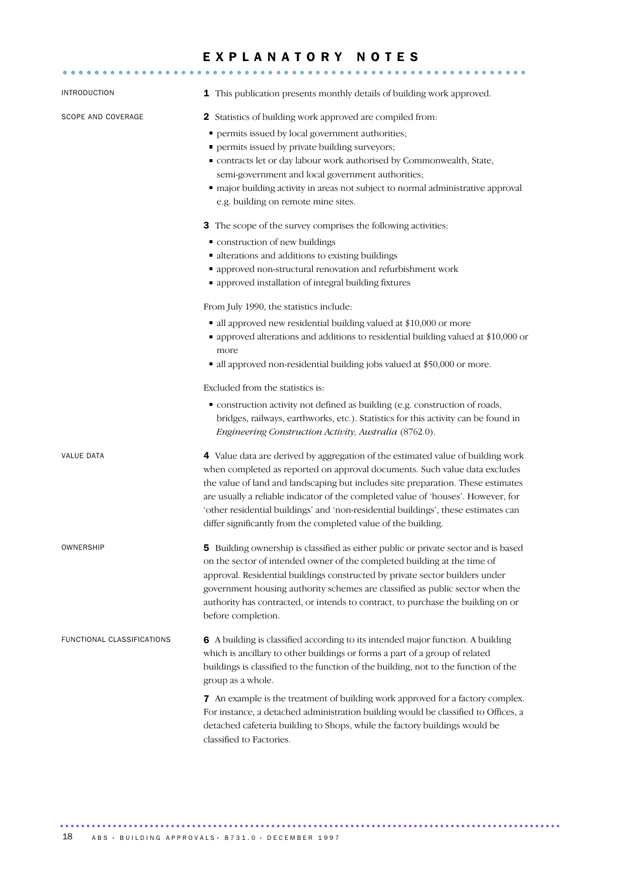# EXPLANATORY NOTES

## INTRODUCTION

**1** This publication presents monthly details of building work approved.

## SCOPE AND COVERAGE

**2** Statistics of building work approved are compiled from:

- permits issued by local government authorities;
- permits issued by private building surveyors;
- contracts let or day labour work authorised by Commonwealth, State, semi-government and local government authorities;
- major building activity in areas not subject to normal administrative approval e.g. building on remote mine sites.

**3** The scope of the survey comprises the following activities:

- construction of new buildings
- alterations and additions to existing buildings
- approved non-structural renovation and refurbishment work
- approved installation of integral building fixtures

From July 1990, the statistics include:

- all approved new residential building valued at $10,000 or more
- approved alterations and additions to residential building valued at $10,000 or more
- all approved non-residential building jobs valued at $50,000 or more.

Excluded from the statistics is:

- construction activity not defined as building (e.g. construction of roads, bridges, railways, earthworks, etc.). Statistics for this activity can be found in *Engineering Construction Activity, Australia* (8762.0).

## VALUE DATA

**4** Value data are derived by aggregation of the estimated value of building work when completed as reported on approval documents. Such value data excludes the value of land and landscaping but includes site preparation. These estimates are usually a reliable indicator of the completed value of 'houses'. However, for 'other residential buildings' and 'non-residential buildings', these estimates can differ significantly from the completed value of the building.

## OWNERSHIP

**5** Building ownership is classified as either public or private sector and is based on the sector of intended owner of the completed building at the time of approval. Residential buildings constructed by private sector builders under government housing authority schemes are classified as public sector when the authority has contracted, or intends to contract, to purchase the building on or before completion.

## FUNCTIONAL CLASSIFICATIONS

**6** A building is classified according to its intended major function. A building which is ancillary to other buildings or forms a part of a group of related buildings is classified to the function of the building, not to the function of the group as a whole.

**7** An example is the treatment of building work approved for a factory complex. For instance, a detached administration building would be classified to Offices, a detached cafeteria building to Shops, while the factory buildings would be classified to Factories.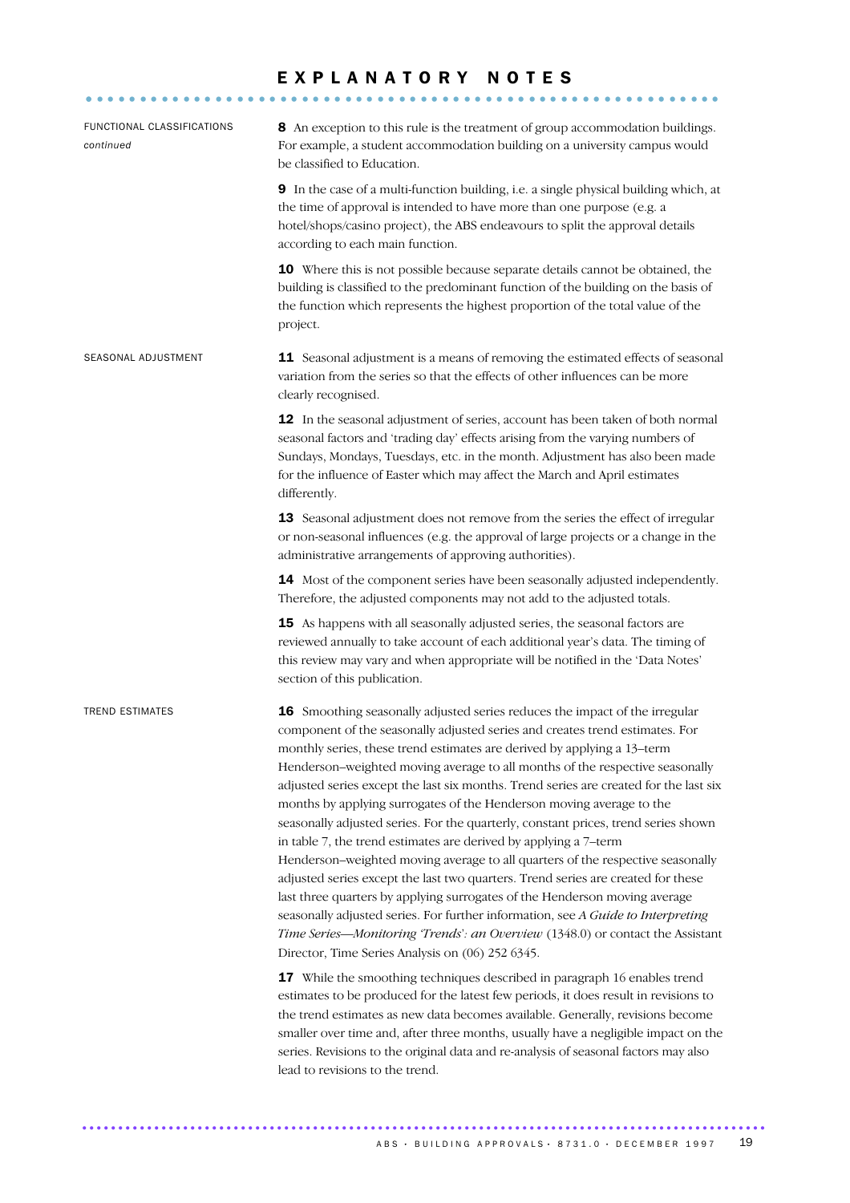# EXPLANATORY NOTES

## FUNCTIONAL CLASSIFICATIONS *continued*

**8** An exception to this rule is the treatment of group accommodation buildings. For example, a student accommodation building on a university campus would be classified to Education.

**9** In the case of a multi-function building, i.e. a single physical building which, at the time of approval is intended to have more than one purpose (e.g. a hotel/shops/casino project), the ABS endeavours to split the approval details according to each main function.

**10** Where this is not possible because separate details cannot be obtained, the building is classified to the predominant function of the building on the basis of the function which represents the highest proportion of the total value of the project.

## SEASONAL ADJUSTMENT

**11** Seasonal adjustment is a means of removing the estimated effects of seasonal variation from the series so that the effects of other influences can be more clearly recognised.

**12** In the seasonal adjustment of series, account has been taken of both normal seasonal factors and 'trading day' effects arising from the varying numbers of Sundays, Mondays, Tuesdays, etc. in the month. Adjustment has also been made for the influence of Easter which may affect the March and April estimates differently.

**13** Seasonal adjustment does not remove from the series the effect of irregular or non-seasonal influences (e.g. the approval of large projects or a change in the administrative arrangements of approving authorities).

**14** Most of the component series have been seasonally adjusted independently. Therefore, the adjusted components may not add to the adjusted totals.

**15** As happens with all seasonally adjusted series, the seasonal factors are reviewed annually to take account of each additional year's data. The timing of this review may vary and when appropriate will be notified in the 'Data Notes' section of this publication.

## TREND ESTIMATES

**16** Smoothing seasonally adjusted series reduces the impact of the irregular component of the seasonally adjusted series and creates trend estimates. For monthly series, these trend estimates are derived by applying a 13–term Henderson–weighted moving average to all months of the respective seasonally adjusted series except the last six months. Trend series are created for the last six months by applying surrogates of the Henderson moving average to the seasonally adjusted series. For the quarterly, constant prices, trend series shown in table 7, the trend estimates are derived by applying a 7–term Henderson–weighted moving average to all quarters of the respective seasonally adjusted series except the last two quarters. Trend series are created for these last three quarters by applying surrogates of the Henderson moving average seasonally adjusted series. For further information, see *A Guide to Interpreting Time Series—Monitoring 'Trends': an Overview* (1348.0) or contact the Assistant Director, Time Series Analysis on (06) 252 6345.

**17** While the smoothing techniques described in paragraph 16 enables trend estimates to be produced for the latest few periods, it does result in revisions to the trend estimates as new data becomes available. Generally, revisions become smaller over time and, after three months, usually have a negligible impact on the series. Revisions to the original data and re-analysis of seasonal factors may also lead to revisions to the trend.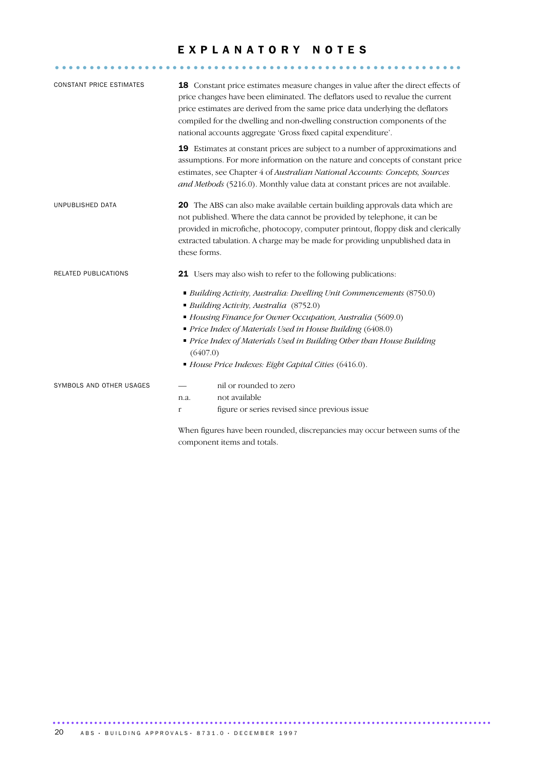# EXPLANATORY NOTES

## CONSTANT PRICE ESTIMATES

**18** Constant price estimates measure changes in value after the direct effects of price changes have been eliminated. The deflators used to revalue the current price estimates are derived from the same price data underlying the deflators compiled for the dwelling and non-dwelling construction components of the national accounts aggregate 'Gross fixed capital expenditure'.

**19** Estimates at constant prices are subject to a number of approximations and assumptions. For more information on the nature and concepts of constant price estimates, see Chapter 4 of *Australian National Accounts: Concepts, Sources and Methods* (5216.0). Monthly value data at constant prices are not available.

## UNPUBLISHED DATA

**20** The ABS can also make available certain building approvals data which are not published. Where the data cannot be provided by telephone, it can be provided in microfiche, photocopy, computer printout, floppy disk and clerically extracted tabulation. A charge may be made for providing unpublished data in these forms.

## RELATED PUBLICATIONS

**21** Users may also wish to refer to the following publications:

- *Building Activity, Australia: Dwelling Unit Commencements* (8750.0)
- *Building Activity, Australia* (8752.0)
- *Housing Finance for Owner Occupation, Australia* (5609.0)
- *Price Index of Materials Used in House Building* (6408.0)
- *Price Index of Materials Used in Building Other than House Building* (6407.0)
- *House Price Indexes: Eight Capital Cities* (6416.0).

## SYMBOLS AND OTHER USAGES

| | |
|---|---|
| — | nil or rounded to zero |
| n.a. | not available |
| r | figure or series revised since previous issue |

When figures have been rounded, discrepancies may occur between sums of the component items and totals.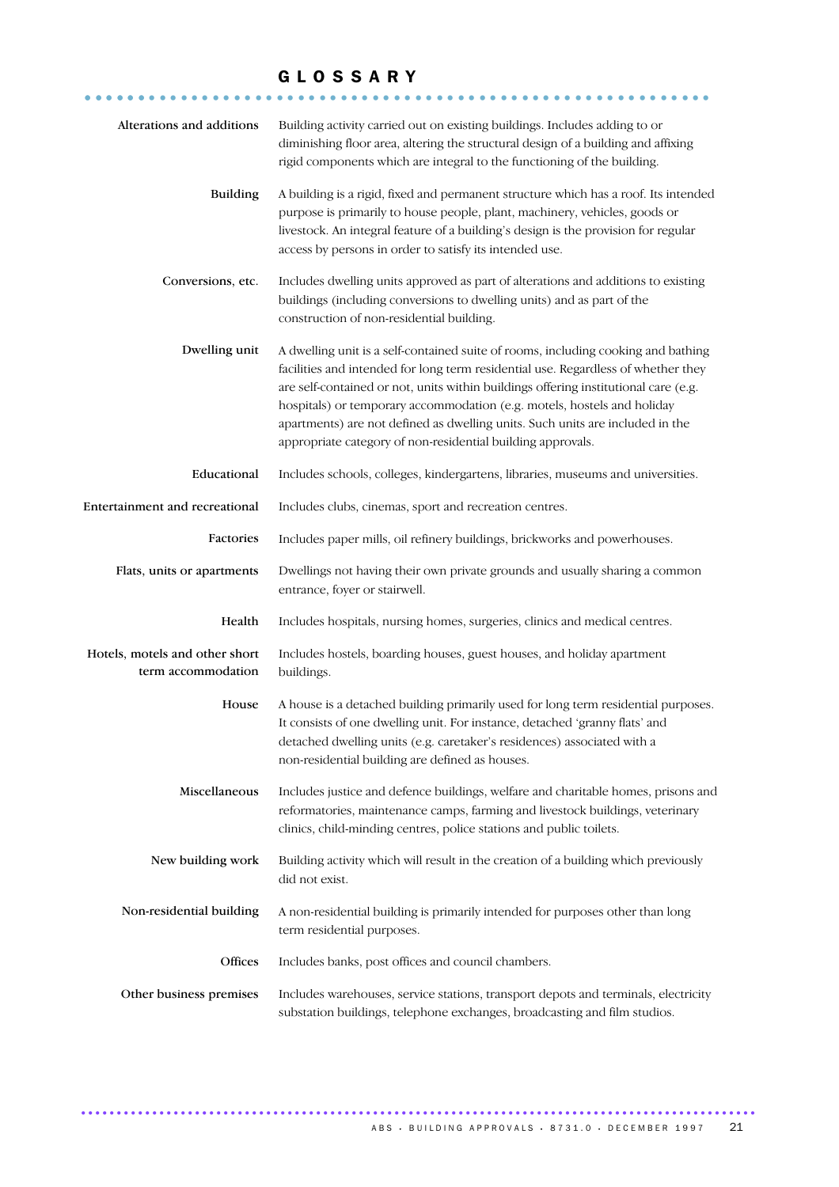# GLOSSARY

**Alterations and additions**
Building activity carried out on existing buildings. Includes adding to or diminishing floor area, altering the structural design of a building and affixing rigid components which are integral to the functioning of the building.

**Building**
A building is a rigid, fixed and permanent structure which has a roof. Its intended purpose is primarily to house people, plant, machinery, vehicles, goods or livestock. An integral feature of a building's design is the provision for regular access by persons in order to satisfy its intended use.

**Conversions, etc.**
Includes dwelling units approved as part of alterations and additions to existing buildings (including conversions to dwelling units) and as part of the construction of non-residential building.

**Dwelling unit**
A dwelling unit is a self-contained suite of rooms, including cooking and bathing facilities and intended for long term residential use. Regardless of whether they are self-contained or not, units within buildings offering institutional care (e.g. hospitals) or temporary accommodation (e.g. motels, hostels and holiday apartments) are not defined as dwelling units. Such units are included in the appropriate category of non-residential building approvals.

**Educational**
Includes schools, colleges, kindergartens, libraries, museums and universities.

**Entertainment and recreational**
Includes clubs, cinemas, sport and recreation centres.

**Factories**
Includes paper mills, oil refinery buildings, brickworks and powerhouses.

**Flats, units or apartments**
Dwellings not having their own private grounds and usually sharing a common entrance, foyer or stairwell.

**Health**
Includes hospitals, nursing homes, surgeries, clinics and medical centres.

**Hotels, motels and other short term accommodation**
Includes hostels, boarding houses, guest houses, and holiday apartment buildings.

**House**
A house is a detached building primarily used for long term residential purposes. It consists of one dwelling unit. For instance, detached 'granny flats' and detached dwelling units (e.g. caretaker's residences) associated with a non-residential building are defined as houses.

**Miscellaneous**
Includes justice and defence buildings, welfare and charitable homes, prisons and reformatories, maintenance camps, farming and livestock buildings, veterinary clinics, child-minding centres, police stations and public toilets.

**New building work**
Building activity which will result in the creation of a building which previously did not exist.

**Non-residential building**
A non-residential building is primarily intended for purposes other than long term residential purposes.

**Offices**
Includes banks, post offices and council chambers.

**Other business premises**
Includes warehouses, service stations, transport depots and terminals, electricity substation buildings, telephone exchanges, broadcasting and film studios.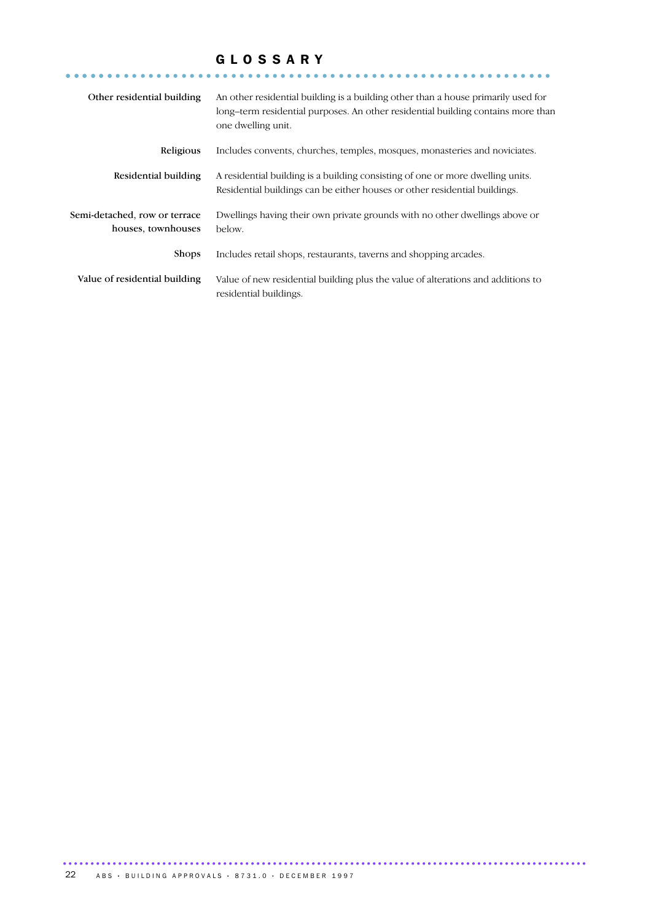# GLOSSARY

**Other residential building** An other residential building is a building other than a house primarily used for long–term residential purposes. An other residential building contains more than one dwelling unit.

**Religious** Includes convents, churches, temples, mosques, monasteries and noviciates.

**Residential building** A residential building is a building consisting of one or more dwelling units. Residential buildings can be either houses or other residential buildings.

**Semi-detached, row or terrace houses, townhouses** Dwellings having their own private grounds with no other dwellings above or below.

**Shops** Includes retail shops, restaurants, taverns and shopping arcades.

**Value of residential building** Value of new residential building plus the value of alterations and additions to residential buildings.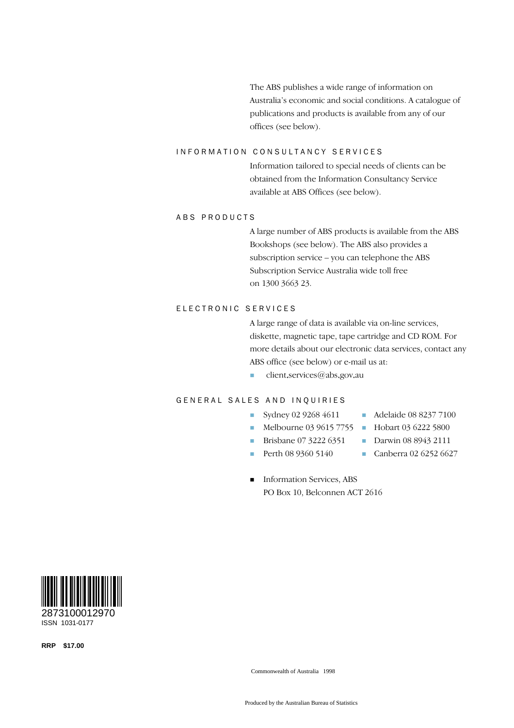The ABS publishes a wide range of information on Australia's economic and social conditions. A catalogue of publications and products is available from any of our offices (see below).

## INFORMATION CONSULTANCY SERVICES

Information tailored to special needs of clients can be obtained from the Information Consultancy Service available at ABS Offices (see below).

## ABS PRODUCTS

A large number of ABS products is available from the ABS Bookshops (see below). The ABS also provides a subscription service – you can telephone the ABS Subscription Service Australia wide toll free on 1300 3663 23.

## ELECTRONIC SERVICES

A large range of data is available via on-line services, diskette, magnetic tape, tape cartridge and CD ROM. For more details about our electronic data services, contact any ABS office (see below) or e-mail us at:

- client.services@abs.gov.au

## GENERAL SALES AND INQUIRIES

- Sydney 02 9268 4611
- Melbourne 03 9615 7755
- Brisbane 07 3222 6351
- Perth 08 9360 5140
- Adelaide 08 8237 7100
- Hobart 03 6222 5800
- Darwin 08 8943 2111
- Canberra 02 6252 6627

- Information Services, ABS
  PO Box 10, Belconnen ACT 2616

2873100012970
ISSN 1031-0177

**RRP $17.00**

Commonwealth of Australia 1998

Produced by the Australian Bureau of Statistics